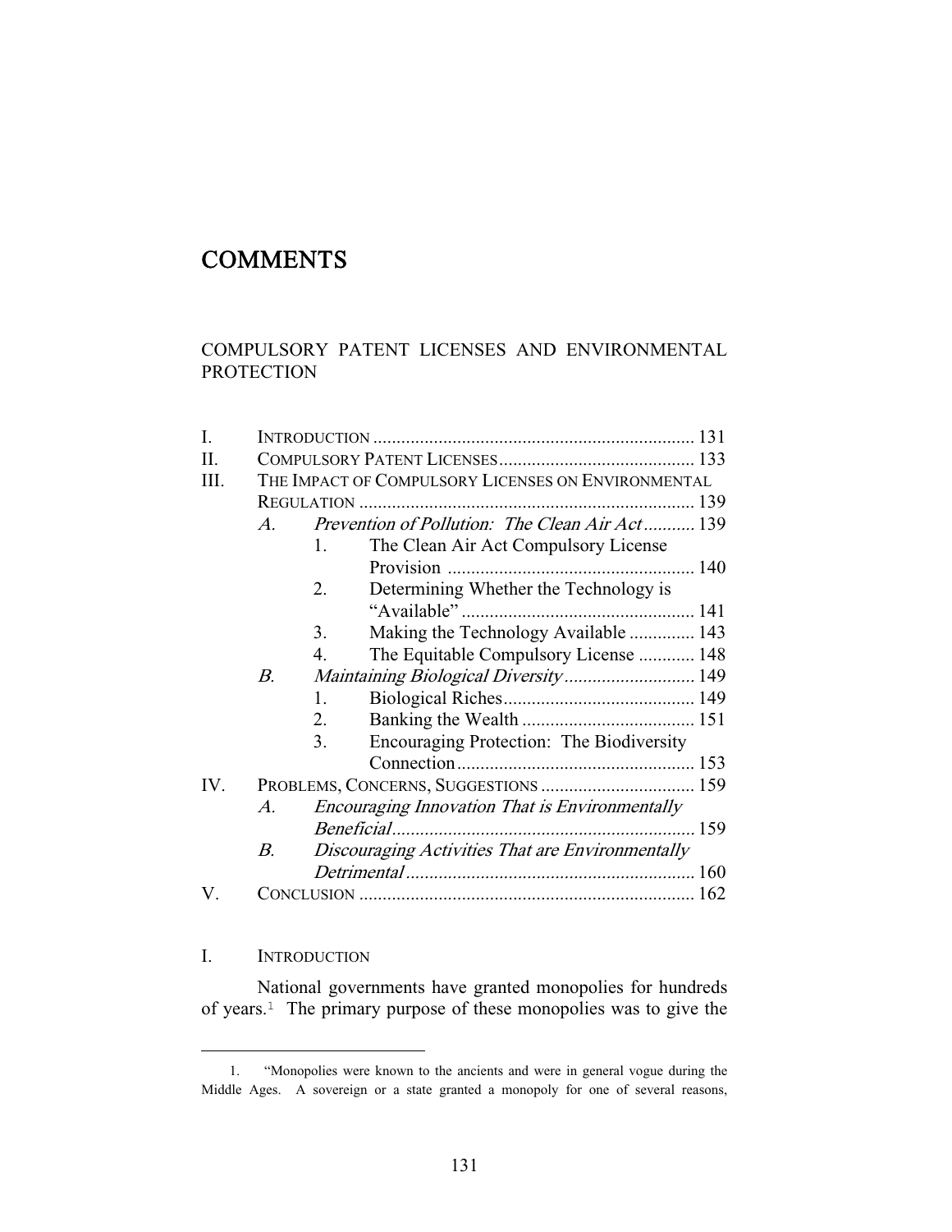# COMMENTS

## COMPULSORY PATENT LICENSES AND ENVIRONMENTAL PROTECTION

I. INTRODUCTION ..................................................................... 131
II. COMPULSORY PATENT LICENSES .......................................... 133
III. THE IMPACT OF COMPULSORY LICENSES ON ENVIRONMENTAL REGULATION ........................................................................ 139
  *A. Prevention of Pollution: The Clean Air Act* ........... 139
    1. The Clean Air Act Compulsory License Provision ..................................................... 140
    2. Determining Whether the Technology is "Available" .................................................. 141
    3. Making the Technology Available .............. 143
    4. The Equitable Compulsory License ............ 148
  *B. Maintaining Biological Diversity* ............................ 149
    1. Biological Riches......................................... 149
    2. Banking the Wealth ..................................... 151
    3. Encouraging Protection: The Biodiversity Connection.................................................... 153
IV. PROBLEMS, CONCERNS, SUGGESTIONS ................................. 159
  *A. Encouraging Innovation That is Environmentally Beneficial*................................................................ 159
  *B. Discouraging Activities That are Environmentally Detrimental* ............................................................. 160
V. CONCLUSION ........................................................................ 162

## I. INTRODUCTION

National governments have granted monopolies for hundreds of years.[1] The primary purpose of these monopolies was to give the

---

1. "Monopolies were known to the ancients and were in general vogue during the Middle Ages. A sovereign or a state granted a monopoly for one of several reasons,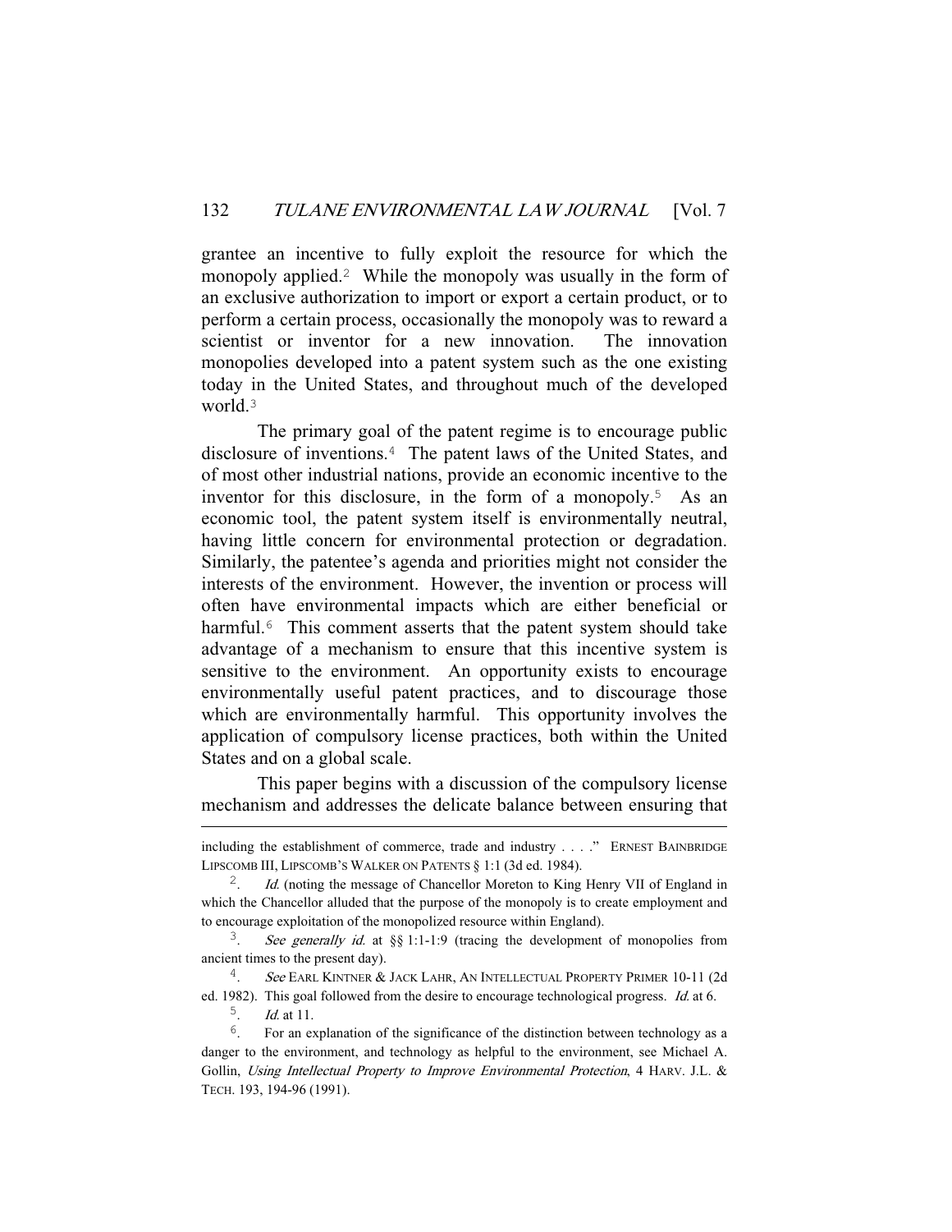grantee an incentive to fully exploit the resource for which the monopoly applied.[2] While the monopoly was usually in the form of an exclusive authorization to import or export a certain product, or to perform a certain process, occasionally the monopoly was to reward a scientist or inventor for a new innovation. The innovation monopolies developed into a patent system such as the one existing today in the United States, and throughout much of the developed world.[3]

The primary goal of the patent regime is to encourage public disclosure of inventions.[4] The patent laws of the United States, and of most other industrial nations, provide an economic incentive to the inventor for this disclosure, in the form of a monopoly.[5] As an economic tool, the patent system itself is environmentally neutral, having little concern for environmental protection or degradation. Similarly, the patentee's agenda and priorities might not consider the interests of the environment. However, the invention or process will often have environmental impacts which are either beneficial or harmful.[6] This comment asserts that the patent system should take advantage of a mechanism to ensure that this incentive system is sensitive to the environment. An opportunity exists to encourage environmentally useful patent practices, and to discourage those which are environmentally harmful. This opportunity involves the application of compulsory license practices, both within the United States and on a global scale.

This paper begins with a discussion of the compulsory license mechanism and addresses the delicate balance between ensuring that

---

including the establishment of commerce, trade and industry . . . ." ERNEST BAINBRIDGE LIPSCOMB III, LIPSCOMB'S WALKER ON PATENTS § 1:1 (3d ed. 1984).

2. *Id.* (noting the message of Chancellor Moreton to King Henry VII of England in which the Chancellor alluded that the purpose of the monopoly is to create employment and to encourage exploitation of the monopolized resource within England).

3. *See generally id.* at §§ 1:1-1:9 (tracing the development of monopolies from ancient times to the present day).

4. *See* EARL KINTNER & JACK LAHR, AN INTELLECTUAL PROPERTY PRIMER 10-11 (2d ed. 1982). This goal followed from the desire to encourage technological progress. *Id.* at 6.

5. *Id.* at 11.

6. For an explanation of the significance of the distinction between technology as a danger to the environment, and technology as helpful to the environment, see Michael A. Gollin, *Using Intellectual Property to Improve Environmental Protection*, 4 HARV. J.L. & TECH. 193, 194-96 (1991).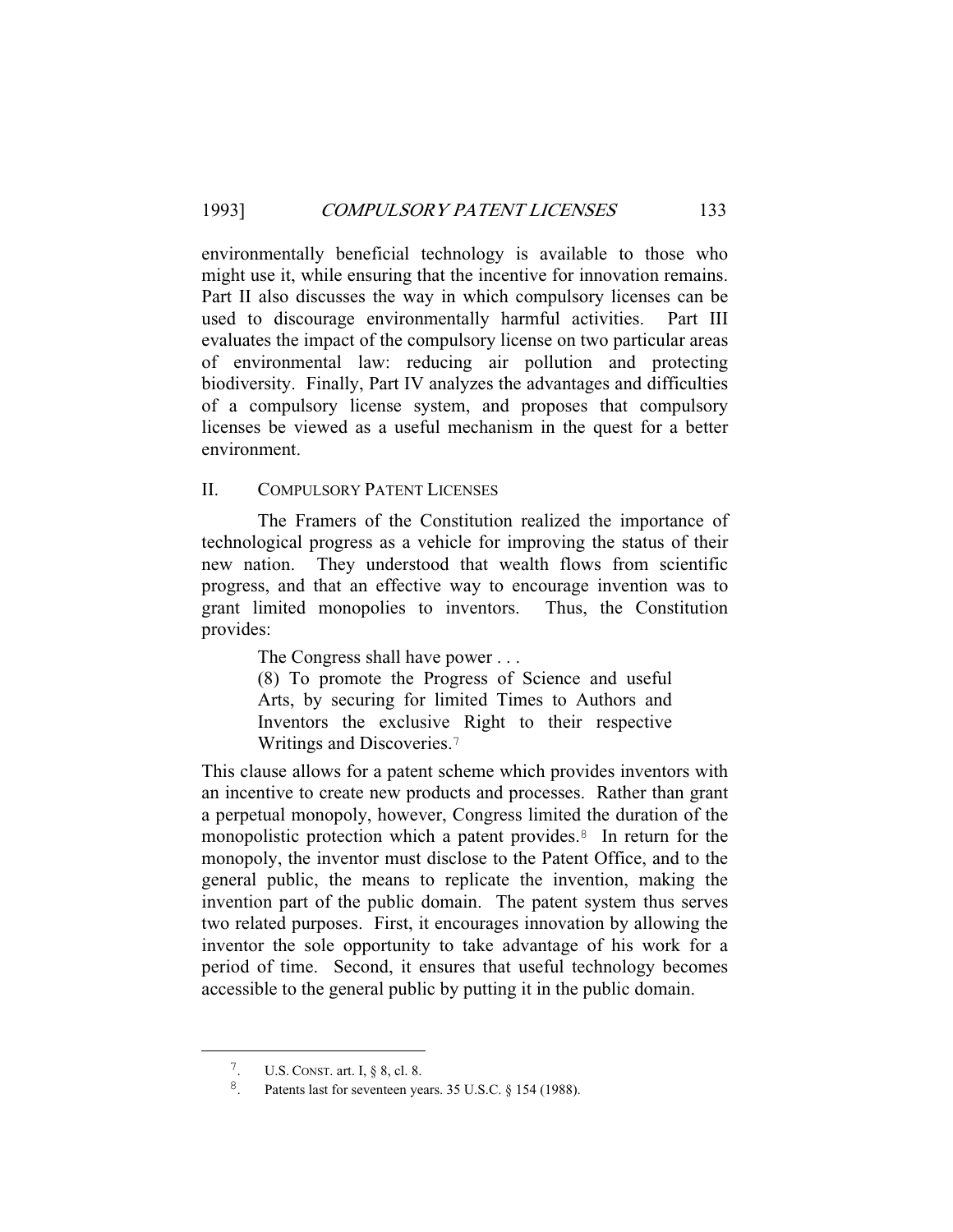environmentally beneficial technology is available to those who might use it, while ensuring that the incentive for innovation remains. Part II also discusses the way in which compulsory licenses can be used to discourage environmentally harmful activities. Part III evaluates the impact of the compulsory license on two particular areas of environmental law: reducing air pollution and protecting biodiversity. Finally, Part IV analyzes the advantages and difficulties of a compulsory license system, and proposes that compulsory licenses be viewed as a useful mechanism in the quest for a better environment.

## II. COMPULSORY PATENT LICENSES

The Framers of the Constitution realized the importance of technological progress as a vehicle for improving the status of their new nation. They understood that wealth flows from scientific progress, and that an effective way to encourage invention was to grant limited monopolies to inventors. Thus, the Constitution provides:

> The Congress shall have power . . .
> (8) To promote the Progress of Science and useful Arts, by securing for limited Times to Authors and Inventors the exclusive Right to their respective Writings and Discoveries.[7]

This clause allows for a patent scheme which provides inventors with an incentive to create new products and processes. Rather than grant a perpetual monopoly, however, Congress limited the duration of the monopolistic protection which a patent provides.[8] In return for the monopoly, the inventor must disclose to the Patent Office, and to the general public, the means to replicate the invention, making the invention part of the public domain. The patent system thus serves two related purposes. First, it encourages innovation by allowing the inventor the sole opportunity to take advantage of his work for a period of time. Second, it ensures that useful technology becomes accessible to the general public by putting it in the public domain.

---

7. U.S. CONST. art. I, § 8, cl. 8.

8. Patents last for seventeen years. 35 U.S.C. § 154 (1988).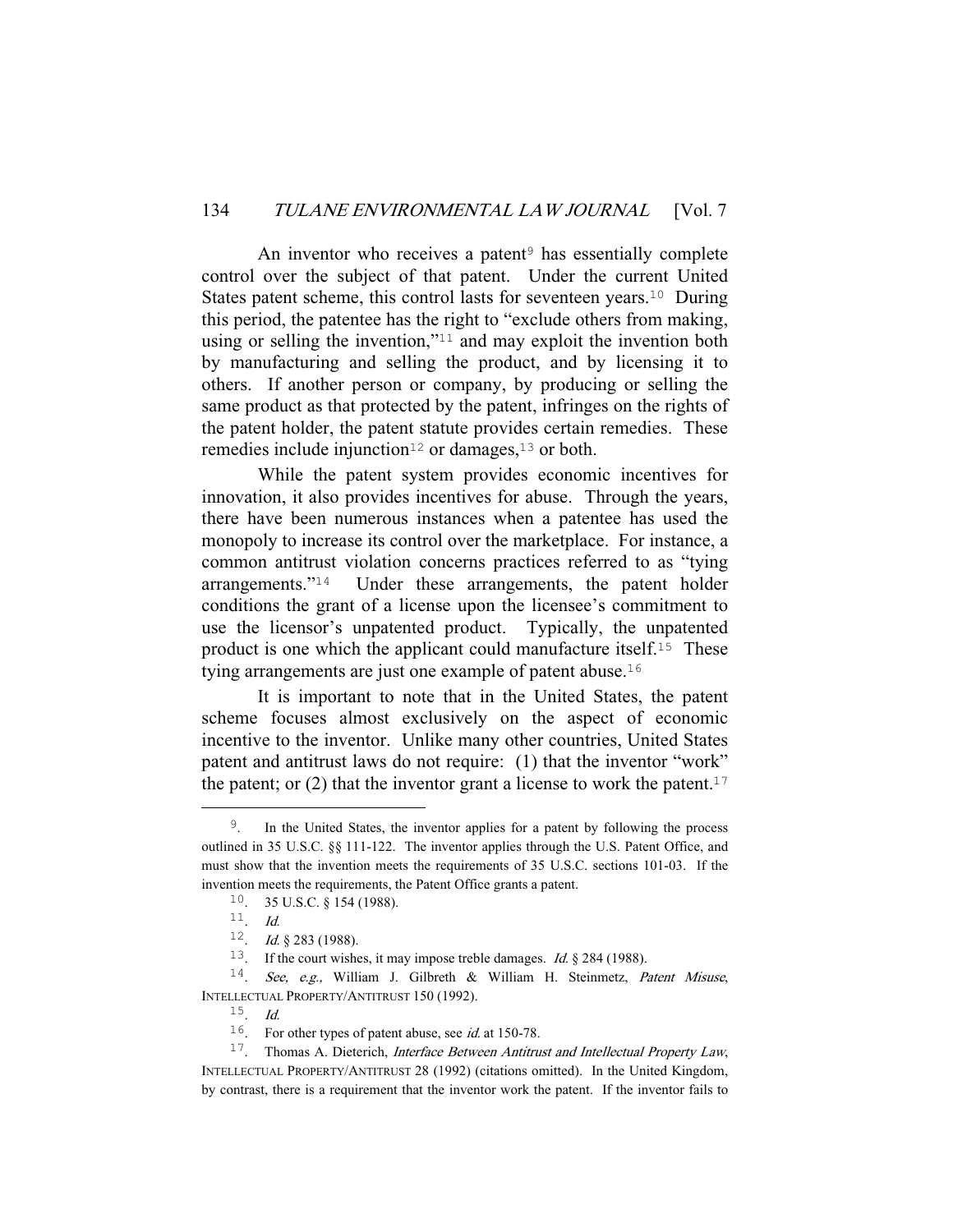An inventor who receives a patent[9] has essentially complete control over the subject of that patent. Under the current United States patent scheme, this control lasts for seventeen years.[10] During this period, the patentee has the right to "exclude others from making, using or selling the invention,"[11] and may exploit the invention both by manufacturing and selling the product, and by licensing it to others. If another person or company, by producing or selling the same product as that protected by the patent, infringes on the rights of the patent holder, the patent statute provides certain remedies. These remedies include injunction[12] or damages,[13] or both.

While the patent system provides economic incentives for innovation, it also provides incentives for abuse. Through the years, there have been numerous instances when a patentee has used the monopoly to increase its control over the marketplace. For instance, a common antitrust violation concerns practices referred to as "tying arrangements."[14] Under these arrangements, the patent holder conditions the grant of a license upon the licensee's commitment to use the licensor's unpatented product. Typically, the unpatented product is one which the applicant could manufacture itself.[15] These tying arrangements are just one example of patent abuse.[16]

It is important to note that in the United States, the patent scheme focuses almost exclusively on the aspect of economic incentive to the inventor. Unlike many other countries, United States patent and antitrust laws do not require: (1) that the inventor "work" the patent; or (2) that the inventor grant a license to work the patent.[17]

---

9. In the United States, the inventor applies for a patent by following the process outlined in 35 U.S.C. §§ 111-122. The inventor applies through the U.S. Patent Office, and must show that the invention meets the requirements of 35 U.S.C. sections 101-03. If the invention meets the requirements, the Patent Office grants a patent.

10. 35 U.S.C. § 154 (1988).

11. *Id.*

12. *Id.* § 283 (1988).

13. If the court wishes, it may impose treble damages. *Id.* § 284 (1988).

14. *See, e.g.,* William J. Gilbreth & William H. Steinmetz, *Patent Misuse*, INTELLECTUAL PROPERTY/ANTITRUST 150 (1992).

15. *Id.*

16. For other types of patent abuse, see *id.* at 150-78.

17. Thomas A. Dieterich, *Interface Between Antitrust and Intellectual Property Law*, INTELLECTUAL PROPERTY/ANTITRUST 28 (1992) (citations omitted). In the United Kingdom, by contrast, there is a requirement that the inventor work the patent. If the inventor fails to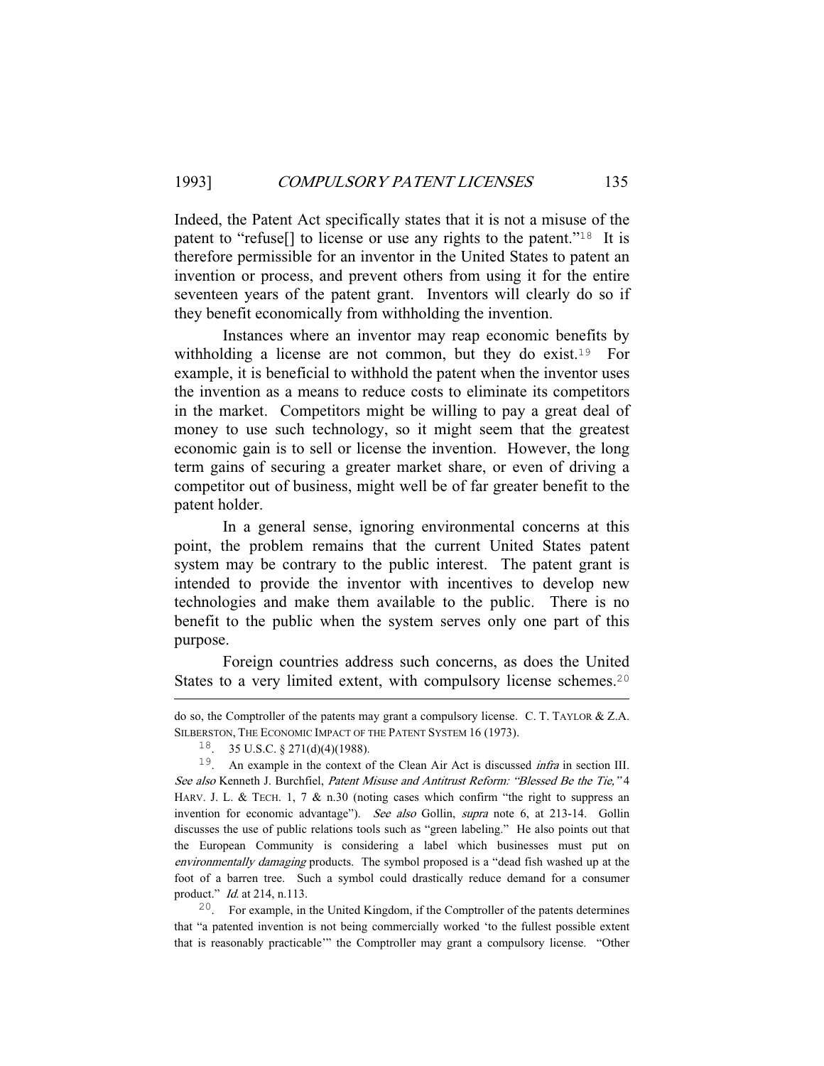Indeed, the Patent Act specifically states that it is not a misuse of the patent to "refuse[] to license or use any rights to the patent."[18] It is therefore permissible for an inventor in the United States to patent an invention or process, and prevent others from using it for the entire seventeen years of the patent grant. Inventors will clearly do so if they benefit economically from withholding the invention.

Instances where an inventor may reap economic benefits by withholding a license are not common, but they do exist.[19] For example, it is beneficial to withhold the patent when the inventor uses the invention as a means to reduce costs to eliminate its competitors in the market. Competitors might be willing to pay a great deal of money to use such technology, so it might seem that the greatest economic gain is to sell or license the invention. However, the long term gains of securing a greater market share, or even of driving a competitor out of business, might well be of far greater benefit to the patent holder.

In a general sense, ignoring environmental concerns at this point, the problem remains that the current United States patent system may be contrary to the public interest. The patent grant is intended to provide the inventor with incentives to develop new technologies and make them available to the public. There is no benefit to the public when the system serves only one part of this purpose.

Foreign countries address such concerns, as does the United States to a very limited extent, with compulsory license schemes.[20]

---

do so, the Comptroller of the patents may grant a compulsory license. C. T. TAYLOR & Z.A. SILBERSTON, THE ECONOMIC IMPACT OF THE PATENT SYSTEM 16 (1973).

18. 35 U.S.C. § 271(d)(4)(1988).

19. An example in the context of the Clean Air Act is discussed *infra* in section III. *See also* Kenneth J. Burchfiel, *Patent Misuse and Antitrust Reform: "Blessed Be the Tie,"* 4 HARV. J. L. & TECH. 1, 7 & n.30 (noting cases which confirm "the right to suppress an invention for economic advantage"). *See also* Gollin, *supra* note 6, at 213-14. Gollin discusses the use of public relations tools such as "green labeling." He also points out that the European Community is considering a label which businesses must put on *environmentally damaging* products. The symbol proposed is a "dead fish washed up at the foot of a barren tree. Such a symbol could drastically reduce demand for a consumer product." *Id.* at 214, n.113.

20. For example, in the United Kingdom, if the Comptroller of the patents determines that "a patented invention is not being commercially worked 'to the fullest possible extent that is reasonably practicable'" the Comptroller may grant a compulsory license. "Other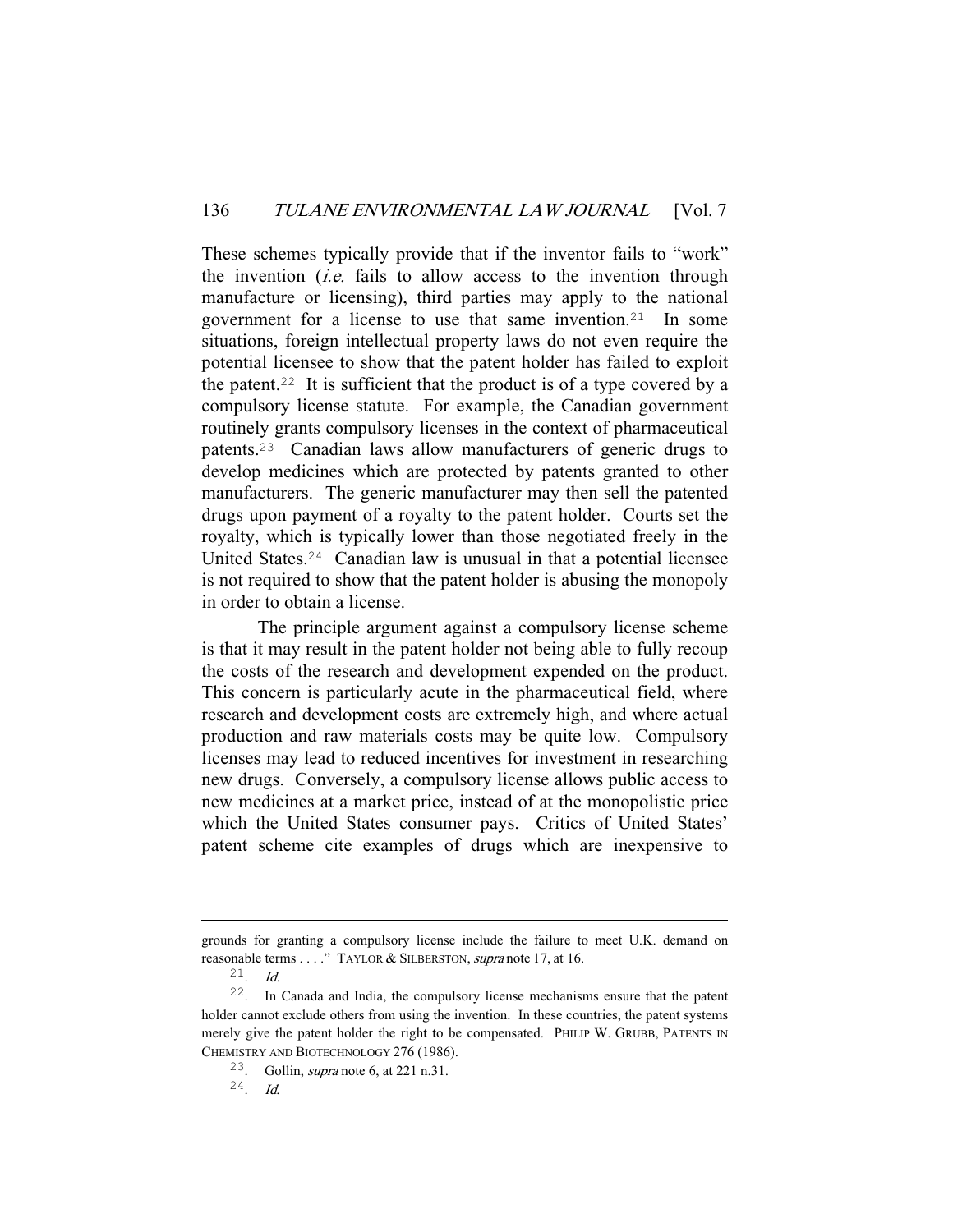These schemes typically provide that if the inventor fails to "work" the invention (*i.e.* fails to allow access to the invention through manufacture or licensing), third parties may apply to the national government for a license to use that same invention.[21] In some situations, foreign intellectual property laws do not even require the potential licensee to show that the patent holder has failed to exploit the patent.[22] It is sufficient that the product is of a type covered by a compulsory license statute. For example, the Canadian government routinely grants compulsory licenses in the context of pharmaceutical patents.[23] Canadian laws allow manufacturers of generic drugs to develop medicines which are protected by patents granted to other manufacturers. The generic manufacturer may then sell the patented drugs upon payment of a royalty to the patent holder. Courts set the royalty, which is typically lower than those negotiated freely in the United States.[24] Canadian law is unusual in that a potential licensee is not required to show that the patent holder is abusing the monopoly in order to obtain a license.

The principle argument against a compulsory license scheme is that it may result in the patent holder not being able to fully recoup the costs of the research and development expended on the product. This concern is particularly acute in the pharmaceutical field, where research and development costs are extremely high, and where actual production and raw materials costs may be quite low. Compulsory licenses may lead to reduced incentives for investment in researching new drugs. Conversely, a compulsory license allows public access to new medicines at a market price, instead of at the monopolistic price which the United States consumer pays. Critics of United States' patent scheme cite examples of drugs which are inexpensive to

---

grounds for granting a compulsory license include the failure to meet U.K. demand on reasonable terms . . . ." TAYLOR & SILBERSTON, *supra* note 17, at 16.

21. *Id.*

22. In Canada and India, the compulsory license mechanisms ensure that the patent holder cannot exclude others from using the invention. In these countries, the patent systems merely give the patent holder the right to be compensated. PHILIP W. GRUBB, PATENTS IN CHEMISTRY AND BIOTECHNOLOGY 276 (1986).

23. Gollin, *supra* note 6, at 221 n.31.

24. *Id.*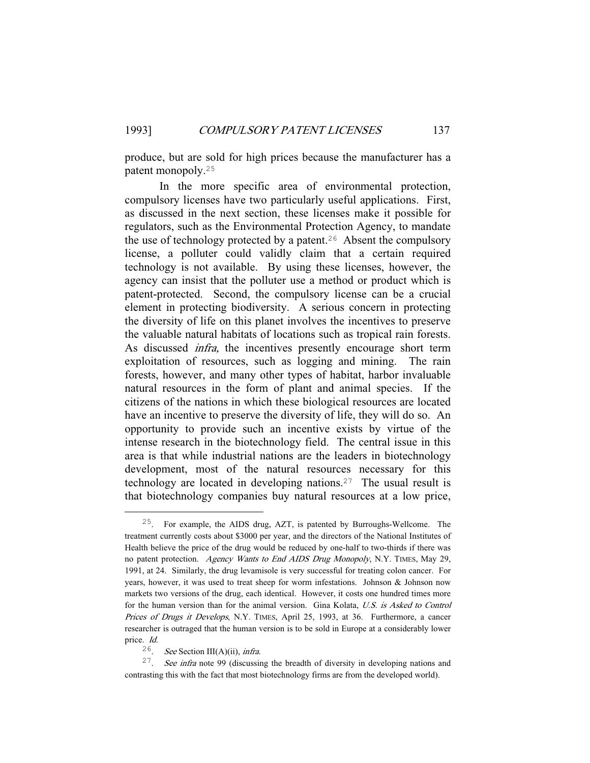produce, but are sold for high prices because the manufacturer has a patent monopoly.[25]

In the more specific area of environmental protection, compulsory licenses have two particularly useful applications. First, as discussed in the next section, these licenses make it possible for regulators, such as the Environmental Protection Agency, to mandate the use of technology protected by a patent.[26] Absent the compulsory license, a polluter could validly claim that a certain required technology is not available. By using these licenses, however, the agency can insist that the polluter use a method or product which is patent-protected. Second, the compulsory license can be a crucial element in protecting biodiversity. A serious concern in protecting the diversity of life on this planet involves the incentives to preserve the valuable natural habitats of locations such as tropical rain forests. As discussed *infra,* the incentives presently encourage short term exploitation of resources, such as logging and mining. The rain forests, however, and many other types of habitat, harbor invaluable natural resources in the form of plant and animal species. If the citizens of the nations in which these biological resources are located have an incentive to preserve the diversity of life, they will do so. An opportunity to provide such an incentive exists by virtue of the intense research in the biotechnology field. The central issue in this area is that while industrial nations are the leaders in biotechnology development, most of the natural resources necessary for this technology are located in developing nations.[27] The usual result is that biotechnology companies buy natural resources at a low price,

---

[25]. For example, the AIDS drug, AZT, is patented by Burroughs-Wellcome. The treatment currently costs about $3000 per year, and the directors of the National Institutes of Health believe the price of the drug would be reduced by one-half to two-thirds if there was no patent protection. *Agency Wants to End AIDS Drug Monopoly*, N.Y. TIMES, May 29, 1991, at 24. Similarly, the drug levamisole is very successful for treating colon cancer. For years, however, it was used to treat sheep for worm infestations. Johnson & Johnson now markets two versions of the drug, each identical. However, it costs one hundred times more for the human version than for the animal version. Gina Kolata, *U.S. is Asked to Control Prices of Drugs it Develops*, N.Y. TIMES, April 25, 1993, at 36. Furthermore, a cancer researcher is outraged that the human version is to be sold in Europe at a considerably lower price. *Id.*

[26]. *See* Section III(A)(ii), *infra.*

[27]. *See infra* note 99 (discussing the breadth of diversity in developing nations and contrasting this with the fact that most biotechnology firms are from the developed world).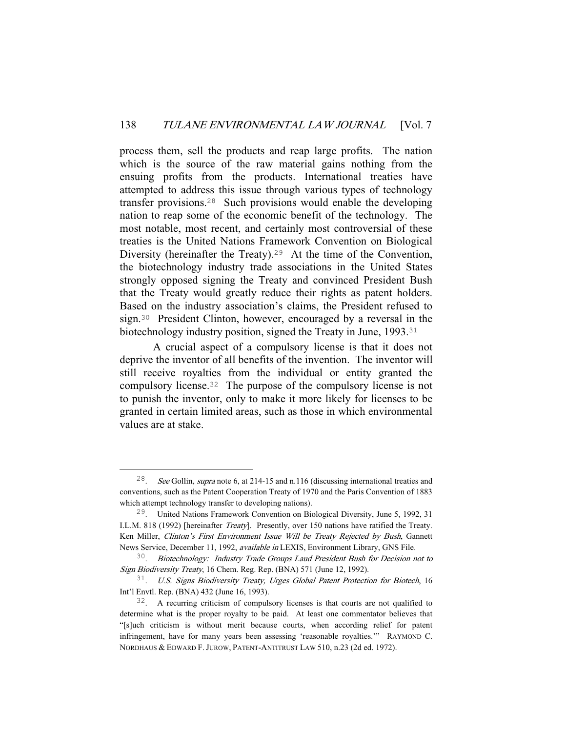process them, sell the products and reap large profits. The nation which is the source of the raw material gains nothing from the ensuing profits from the products. International treaties have attempted to address this issue through various types of technology transfer provisions.[28] Such provisions would enable the developing nation to reap some of the economic benefit of the technology. The most notable, most recent, and certainly most controversial of these treaties is the United Nations Framework Convention on Biological Diversity (hereinafter the Treaty).[29] At the time of the Convention, the biotechnology industry trade associations in the United States strongly opposed signing the Treaty and convinced President Bush that the Treaty would greatly reduce their rights as patent holders. Based on the industry association's claims, the President refused to sign.[30] President Clinton, however, encouraged by a reversal in the biotechnology industry position, signed the Treaty in June, 1993.[31]

A crucial aspect of a compulsory license is that it does not deprive the inventor of all benefits of the invention. The inventor will still receive royalties from the individual or entity granted the compulsory license.[32] The purpose of the compulsory license is not to punish the inventor, only to make it more likely for licenses to be granted in certain limited areas, such as those in which environmental values are at stake.

---

28. *See* Gollin, *supra* note 6, at 214-15 and n.116 (discussing international treaties and conventions, such as the Patent Cooperation Treaty of 1970 and the Paris Convention of 1883 which attempt technology transfer to developing nations).

29. United Nations Framework Convention on Biological Diversity, June 5, 1992, 31 I.L.M. 818 (1992) [hereinafter *Treaty*]. Presently, over 150 nations have ratified the Treaty. Ken Miller, *Clinton's First Environment Issue Will be Treaty Rejected by Bush*, Gannett News Service, December 11, 1992, *available in* LEXIS, Environment Library, GNS File.

30. *Biotechnology: Industry Trade Groups Laud President Bush for Decision not to Sign Biodiversity Treaty*, 16 Chem. Reg. Rep. (BNA) 571 (June 12, 1992).

31. *U.S. Signs Biodiversity Treaty, Urges Global Patent Protection for Biotech*, 16 Int'l Envtl. Rep. (BNA) 432 (June 16, 1993).

32. A recurring criticism of compulsory licenses is that courts are not qualified to determine what is the proper royalty to be paid. At least one commentator believes that "[s]uch criticism is without merit because courts, when according relief for patent infringement, have for many years been assessing 'reasonable royalties.'" RAYMOND C. NORDHAUS & EDWARD F. JUROW, PATENT-ANTITRUST LAW 510, n.23 (2d ed. 1972).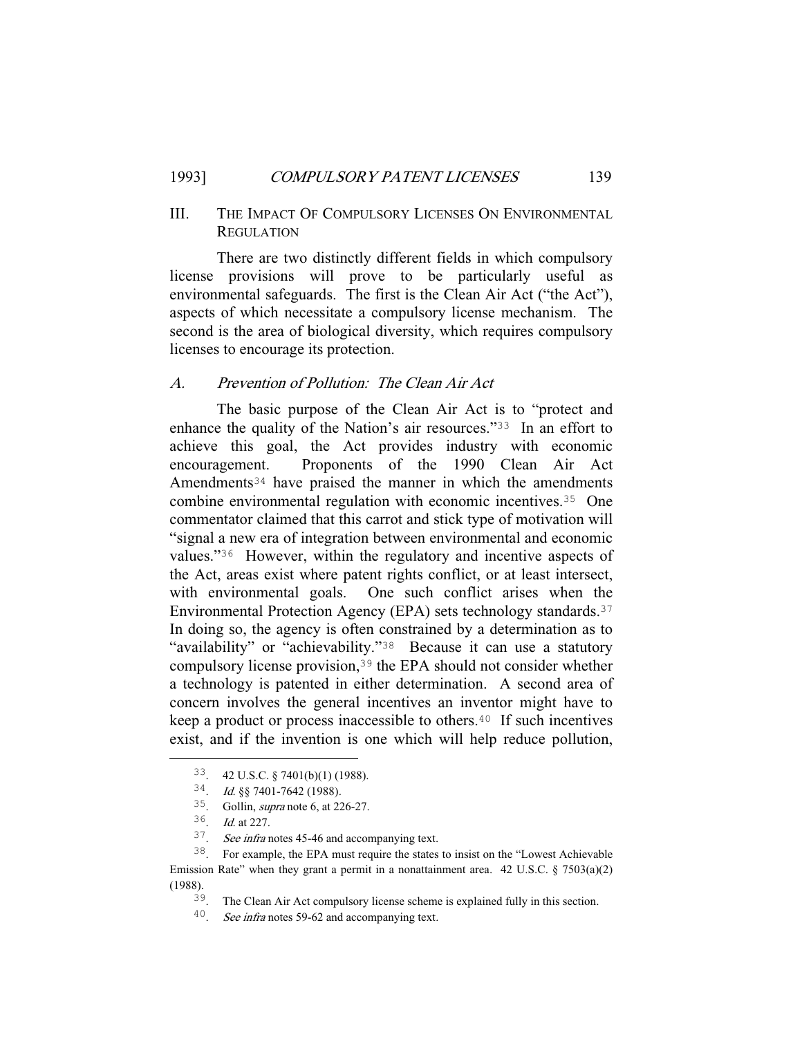## III. The Impact Of Compulsory Licenses On Environmental Regulation

There are two distinctly different fields in which compulsory license provisions will prove to be particularly useful as environmental safeguards. The first is the Clean Air Act ("the Act"), aspects of which necessitate a compulsory license mechanism. The second is the area of biological diversity, which requires compulsory licenses to encourage its protection.

### *A. Prevention of Pollution: The Clean Air Act*

The basic purpose of the Clean Air Act is to "protect and enhance the quality of the Nation's air resources."[33] In an effort to achieve this goal, the Act provides industry with economic encouragement. Proponents of the 1990 Clean Air Act Amendments[34] have praised the manner in which the amendments combine environmental regulation with economic incentives.[35] One commentator claimed that this carrot and stick type of motivation will "signal a new era of integration between environmental and economic values."[36] However, within the regulatory and incentive aspects of the Act, areas exist where patent rights conflict, or at least intersect, with environmental goals. One such conflict arises when the Environmental Protection Agency (EPA) sets technology standards.[37] In doing so, the agency is often constrained by a determination as to "availability" or "achievability."[38] Because it can use a statutory compulsory license provision,[39] the EPA should not consider whether a technology is patented in either determination. A second area of concern involves the general incentives an inventor might have to keep a product or process inaccessible to others.[40] If such incentives exist, and if the invention is one which will help reduce pollution,

---

33. 42 U.S.C. § 7401(b)(1) (1988).

34. *Id.* §§ 7401-7642 (1988).

35. Gollin, *supra* note 6, at 226-27.

36. *Id.* at 227.

37. *See infra* notes 45-46 and accompanying text.

38. For example, the EPA must require the states to insist on the "Lowest Achievable Emission Rate" when they grant a permit in a nonattainment area. 42 U.S.C. § 7503(a)(2) (1988).

39. The Clean Air Act compulsory license scheme is explained fully in this section.

40. *See infra* notes 59-62 and accompanying text.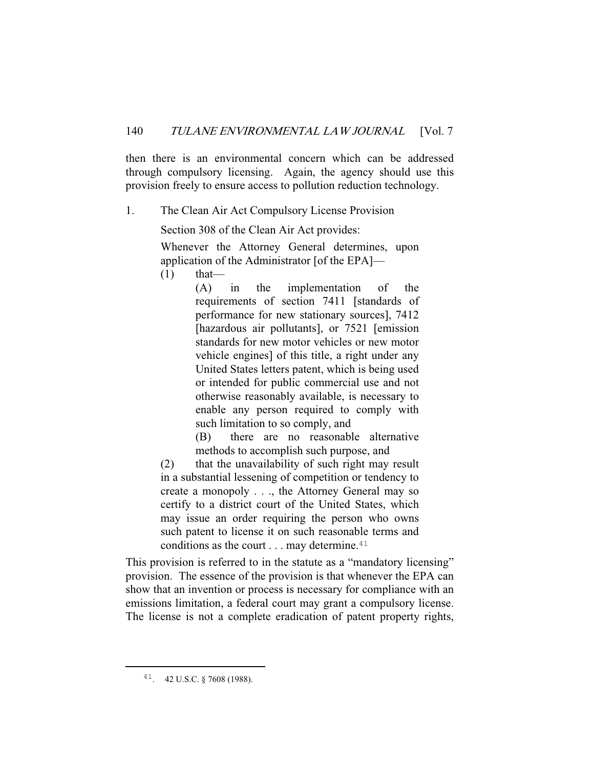then there is an environmental concern which can be addressed through compulsory licensing. Again, the agency should use this provision freely to ensure access to pollution reduction technology.

### 1. The Clean Air Act Compulsory License Provision

Section 308 of the Clean Air Act provides:

> Whenever the Attorney General determines, upon application of the Administrator [of the EPA]—
>
> (1) that—
>
> > (A) in the implementation of the requirements of section 7411 [standards of performance for new stationary sources], 7412 [hazardous air pollutants], or 7521 [emission standards for new motor vehicles or new motor vehicle engines] of this title, a right under any United States letters patent, which is being used or intended for public commercial use and not otherwise reasonably available, is necessary to enable any person required to comply with such limitation to so comply, and
> >
> > (B) there are no reasonable alternative methods to accomplish such purpose, and
>
> (2) that the unavailability of such right may result in a substantial lessening of competition or tendency to create a monopoly . . ., the Attorney General may so certify to a district court of the United States, which may issue an order requiring the person who owns such patent to license it on such reasonable terms and conditions as the court . . . may determine.[41]

This provision is referred to in the statute as a "mandatory licensing" provision. The essence of the provision is that whenever the EPA can show that an invention or process is necessary for compliance with an emissions limitation, a federal court may grant a compulsory license. The license is not a complete eradication of patent property rights,

---

[41]. 42 U.S.C. § 7608 (1988).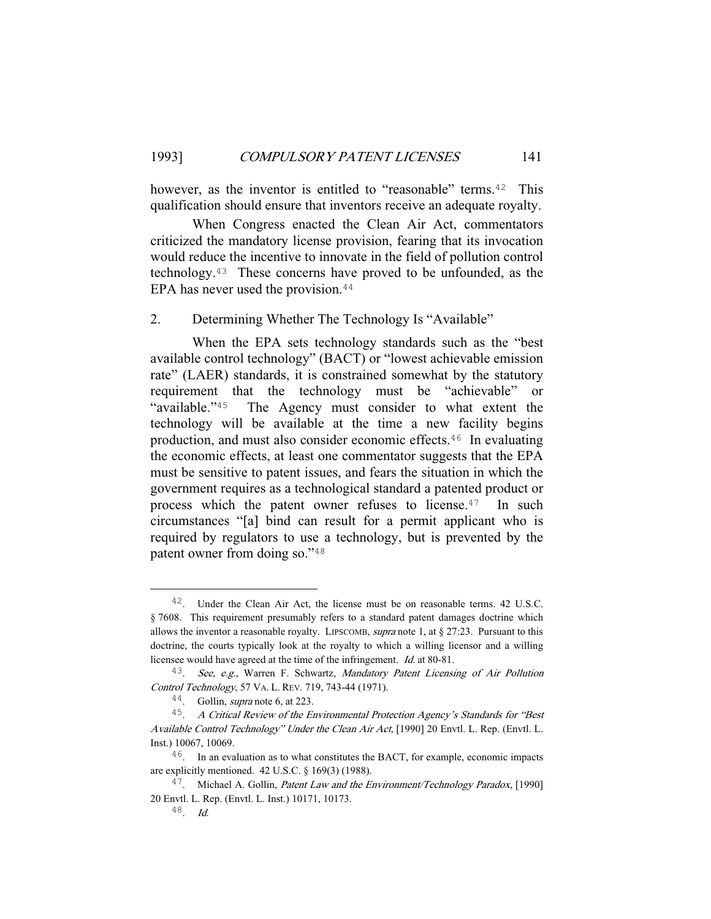however, as the inventor is entitled to "reasonable" terms.[42] This qualification should ensure that inventors receive an adequate royalty.

When Congress enacted the Clean Air Act, commentators criticized the mandatory license provision, fearing that its invocation would reduce the incentive to innovate in the field of pollution control technology.[43] These concerns have proved to be unfounded, as the EPA has never used the provision.[44]

### 2. Determining Whether The Technology Is "Available"

When the EPA sets technology standards such as the "best available control technology" (BACT) or "lowest achievable emission rate" (LAER) standards, it is constrained somewhat by the statutory requirement that the technology must be "achievable" or "available."[45] The Agency must consider to what extent the technology will be available at the time a new facility begins production, and must also consider economic effects.[46] In evaluating the economic effects, at least one commentator suggests that the EPA must be sensitive to patent issues, and fears the situation in which the government requires as a technological standard a patented product or process which the patent owner refuses to license.[47] In such circumstances "[a] bind can result for a permit applicant who is required by regulators to use a technology, but is prevented by the patent owner from doing so."[48]

---

[42]. Under the Clean Air Act, the license must be on reasonable terms. 42 U.S.C. § 7608. This requirement presumably refers to a standard patent damages doctrine which allows the inventor a reasonable royalty. LIPSCOMB, *supra* note 1, at § 27:23. Pursuant to this doctrine, the courts typically look at the royalty to which a willing licensor and a willing licensee would have agreed at the time of the infringement. *Id.* at 80-81.

[43]. *See, e.g.,* Warren F. Schwartz, *Mandatory Patent Licensing of Air Pollution Control Technology*, 57 VA. L. REV. 719, 743-44 (1971).

[44]. Gollin, *supra* note 6, at 223.

[45]. *A Critical Review of the Environmental Protection Agency's Standards for "Best Available Control Technology" Under the Clean Air Act,* [1990] 20 Envtl. L. Rep. (Envtl. L. Inst.) 10067, 10069.

[46]. In an evaluation as to what constitutes the BACT, for example, economic impacts are explicitly mentioned. 42 U.S.C. § 169(3) (1988).

[47]. Michael A. Gollin, *Patent Law and the Environment/Technology Paradox*, [1990] 20 Envtl. L. Rep. (Envtl. L. Inst.) 10171, 10173.

[48]. *Id.*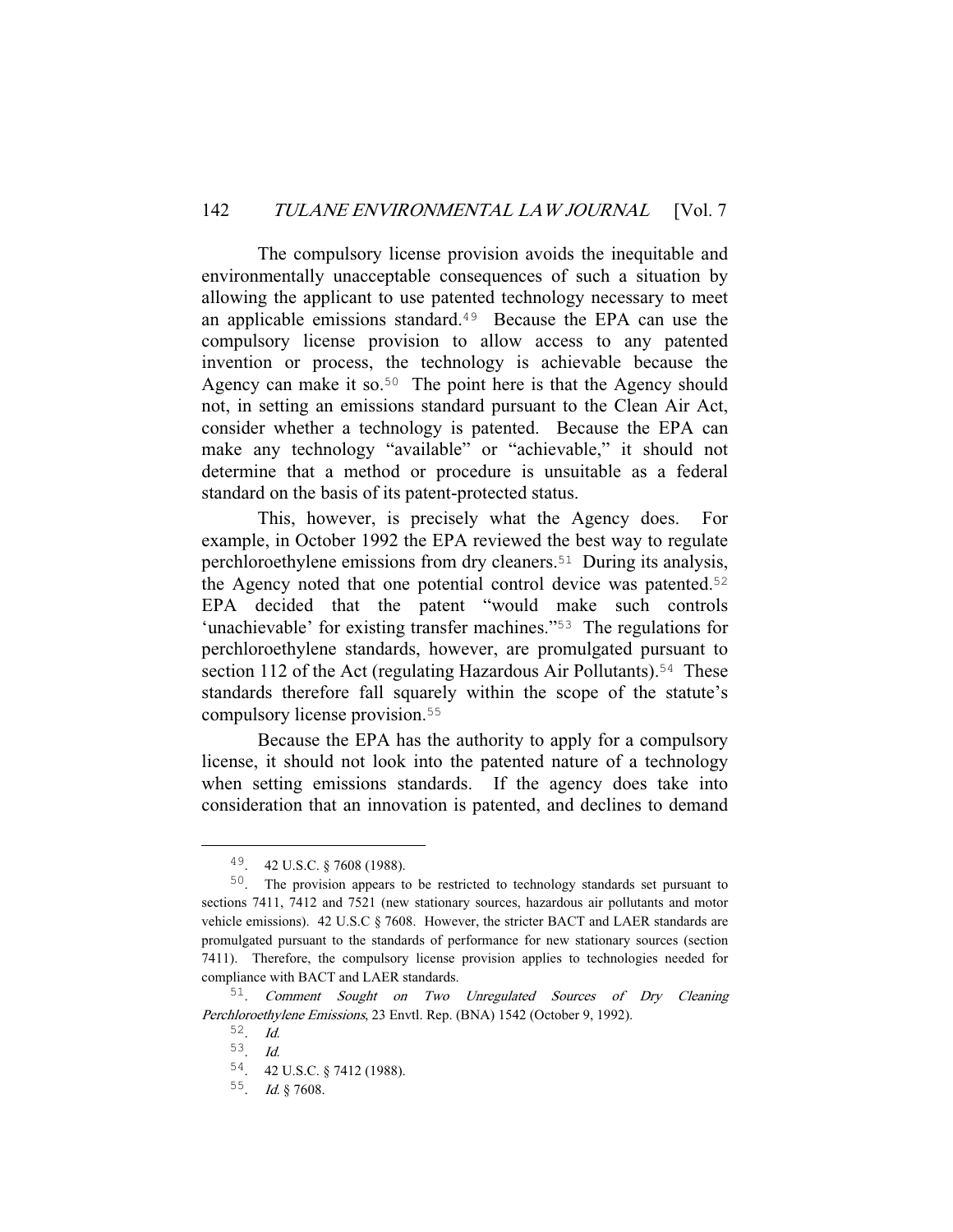The compulsory license provision avoids the inequitable and environmentally unacceptable consequences of such a situation by allowing the applicant to use patented technology necessary to meet an applicable emissions standard.[49] Because the EPA can use the compulsory license provision to allow access to any patented invention or process, the technology is achievable because the Agency can make it so.[50] The point here is that the Agency should not, in setting an emissions standard pursuant to the Clean Air Act, consider whether a technology is patented. Because the EPA can make any technology "available" or "achievable," it should not determine that a method or procedure is unsuitable as a federal standard on the basis of its patent-protected status.

This, however, is precisely what the Agency does. For example, in October 1992 the EPA reviewed the best way to regulate perchloroethylene emissions from dry cleaners.[51] During its analysis, the Agency noted that one potential control device was patented.[52] EPA decided that the patent "would make such controls 'unachievable' for existing transfer machines."[53] The regulations for perchloroethylene standards, however, are promulgated pursuant to section 112 of the Act (regulating Hazardous Air Pollutants).[54] These standards therefore fall squarely within the scope of the statute's compulsory license provision.[55]

Because the EPA has the authority to apply for a compulsory license, it should not look into the patented nature of a technology when setting emissions standards. If the agency does take into consideration that an innovation is patented, and declines to demand

---

49. 42 U.S.C. § 7608 (1988).

50. The provision appears to be restricted to technology standards set pursuant to sections 7411, 7412 and 7521 (new stationary sources, hazardous air pollutants and motor vehicle emissions). 42 U.S.C § 7608. However, the stricter BACT and LAER standards are promulgated pursuant to the standards of performance for new stationary sources (section 7411). Therefore, the compulsory license provision applies to technologies needed for compliance with BACT and LAER standards.

51. *Comment Sought on Two Unregulated Sources of Dry Cleaning Perchloroethylene Emissions*, 23 Envtl. Rep. (BNA) 1542 (October 9, 1992).

52. *Id.*

53. *Id.*

54. 42 U.S.C. § 7412 (1988).

55. *Id.* § 7608.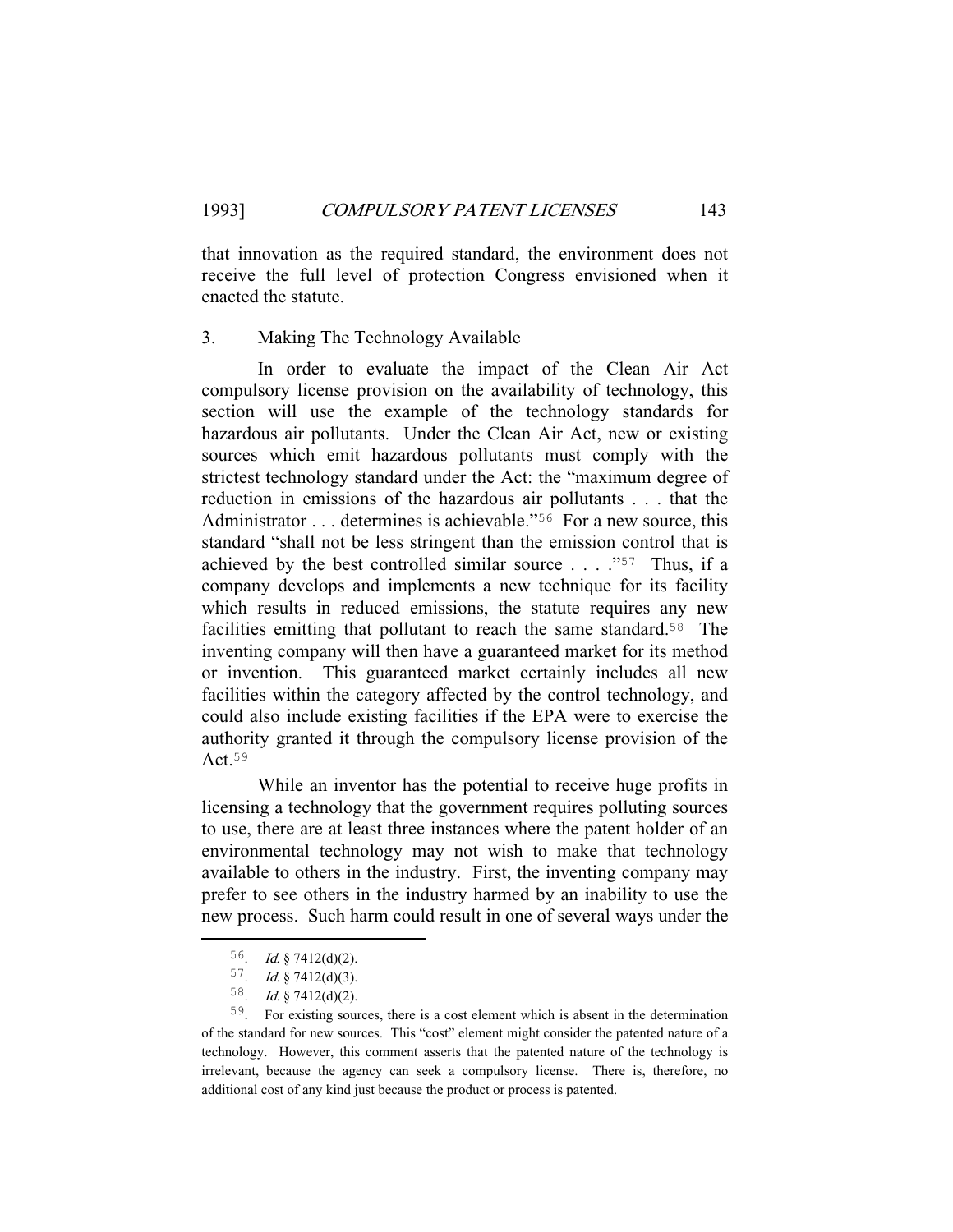that innovation as the required standard, the environment does not receive the full level of protection Congress envisioned when it enacted the statute.

### 3. Making The Technology Available

In order to evaluate the impact of the Clean Air Act compulsory license provision on the availability of technology, this section will use the example of the technology standards for hazardous air pollutants. Under the Clean Air Act, new or existing sources which emit hazardous pollutants must comply with the strictest technology standard under the Act: the "maximum degree of reduction in emissions of the hazardous air pollutants . . . that the Administrator . . . determines is achievable."[56] For a new source, this standard "shall not be less stringent than the emission control that is achieved by the best controlled similar source . . . ."[57] Thus, if a company develops and implements a new technique for its facility which results in reduced emissions, the statute requires any new facilities emitting that pollutant to reach the same standard.[58] The inventing company will then have a guaranteed market for its method or invention. This guaranteed market certainly includes all new facilities within the category affected by the control technology, and could also include existing facilities if the EPA were to exercise the authority granted it through the compulsory license provision of the Act.[59]

While an inventor has the potential to receive huge profits in licensing a technology that the government requires polluting sources to use, there are at least three instances where the patent holder of an environmental technology may not wish to make that technology available to others in the industry. First, the inventing company may prefer to see others in the industry harmed by an inability to use the new process. Such harm could result in one of several ways under the

---

56. *Id.* § 7412(d)(2).

57. *Id.* § 7412(d)(3).

58. *Id.* § 7412(d)(2).

59. For existing sources, there is a cost element which is absent in the determination of the standard for new sources. This "cost" element might consider the patented nature of a technology. However, this comment asserts that the patented nature of the technology is irrelevant, because the agency can seek a compulsory license. There is, therefore, no additional cost of any kind just because the product or process is patented.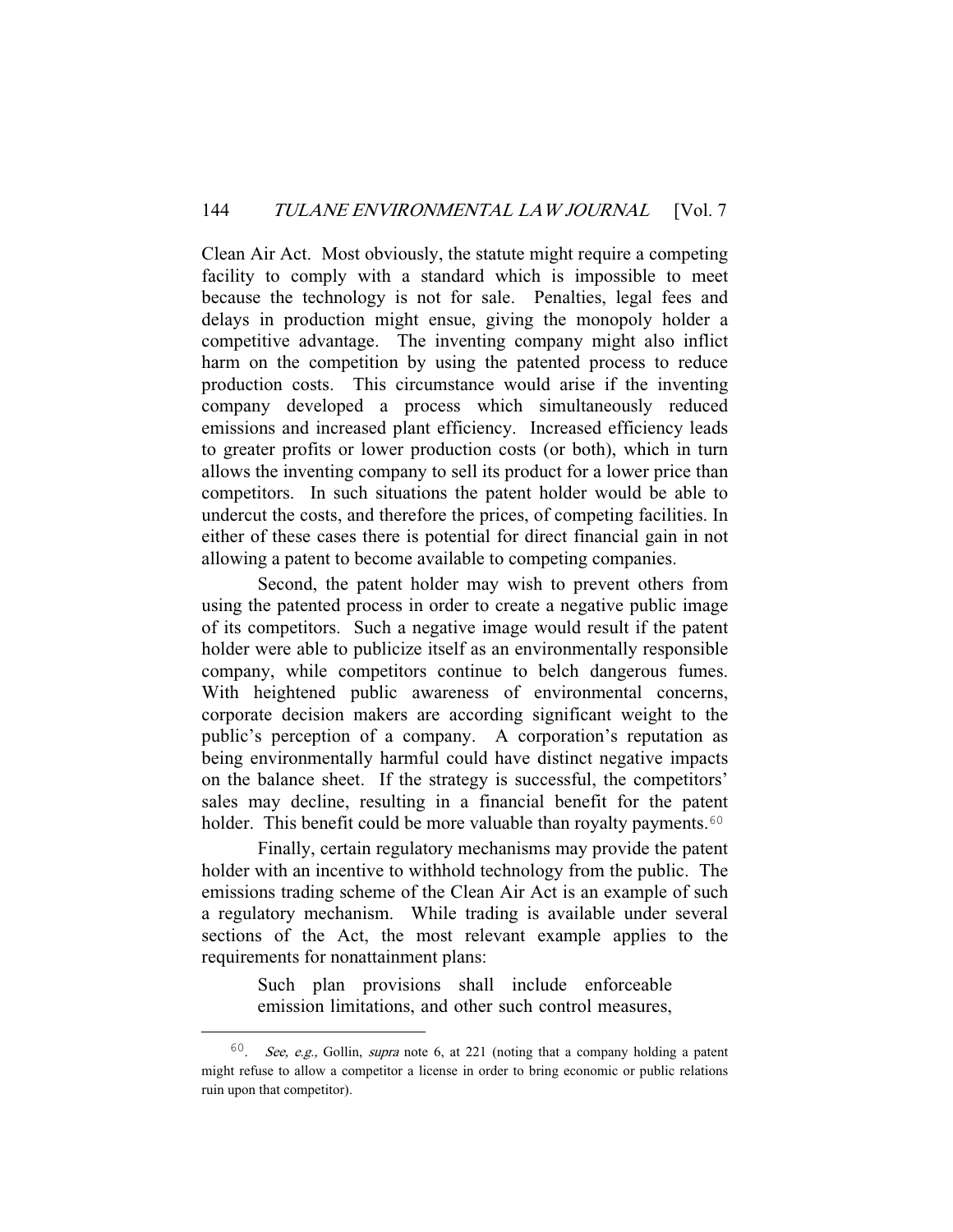Clean Air Act. Most obviously, the statute might require a competing facility to comply with a standard which is impossible to meet because the technology is not for sale. Penalties, legal fees and delays in production might ensue, giving the monopoly holder a competitive advantage. The inventing company might also inflict harm on the competition by using the patented process to reduce production costs. This circumstance would arise if the inventing company developed a process which simultaneously reduced emissions and increased plant efficiency. Increased efficiency leads to greater profits or lower production costs (or both), which in turn allows the inventing company to sell its product for a lower price than competitors. In such situations the patent holder would be able to undercut the costs, and therefore the prices, of competing facilities. In either of these cases there is potential for direct financial gain in not allowing a patent to become available to competing companies.

Second, the patent holder may wish to prevent others from using the patented process in order to create a negative public image of its competitors. Such a negative image would result if the patent holder were able to publicize itself as an environmentally responsible company, while competitors continue to belch dangerous fumes. With heightened public awareness of environmental concerns, corporate decision makers are according significant weight to the public's perception of a company. A corporation's reputation as being environmentally harmful could have distinct negative impacts on the balance sheet. If the strategy is successful, the competitors' sales may decline, resulting in a financial benefit for the patent holder. This benefit could be more valuable than royalty payments.[60]

Finally, certain regulatory mechanisms may provide the patent holder with an incentive to withhold technology from the public. The emissions trading scheme of the Clean Air Act is an example of such a regulatory mechanism. While trading is available under several sections of the Act, the most relevant example applies to the requirements for nonattainment plans:

> Such plan provisions shall include enforceable emission limitations, and other such control measures,

---

[60]. *See, e.g.,* Gollin, *supra* note 6, at 221 (noting that a company holding a patent might refuse to allow a competitor a license in order to bring economic or public relations ruin upon that competitor).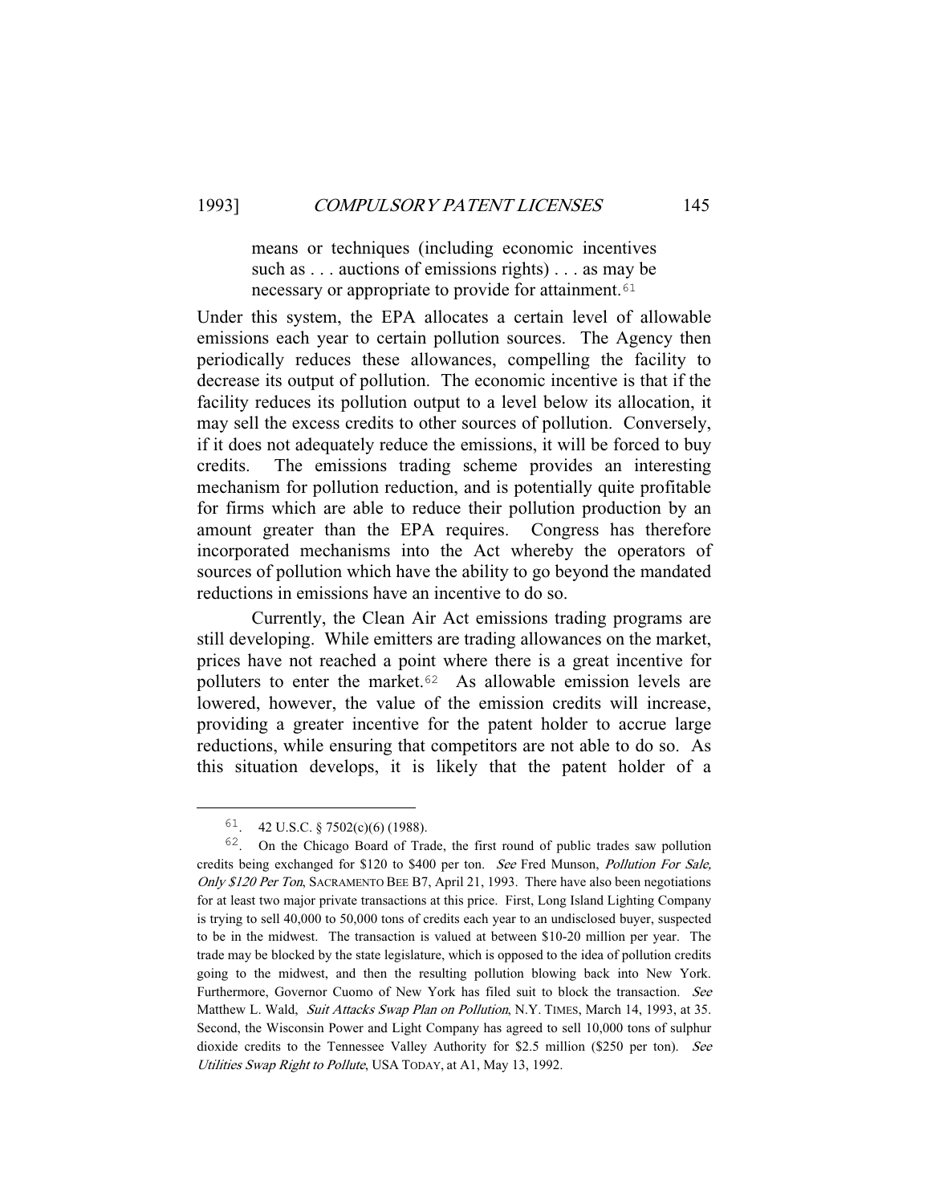> means or techniques (including economic incentives such as . . . auctions of emissions rights) . . . as may be necessary or appropriate to provide for attainment.[61]

Under this system, the EPA allocates a certain level of allowable emissions each year to certain pollution sources. The Agency then periodically reduces these allowances, compelling the facility to decrease its output of pollution. The economic incentive is that if the facility reduces its pollution output to a level below its allocation, it may sell the excess credits to other sources of pollution. Conversely, if it does not adequately reduce the emissions, it will be forced to buy credits. The emissions trading scheme provides an interesting mechanism for pollution reduction, and is potentially quite profitable for firms which are able to reduce their pollution production by an amount greater than the EPA requires. Congress has therefore incorporated mechanisms into the Act whereby the operators of sources of pollution which have the ability to go beyond the mandated reductions in emissions have an incentive to do so.

Currently, the Clean Air Act emissions trading programs are still developing. While emitters are trading allowances on the market, prices have not reached a point where there is a great incentive for polluters to enter the market.[62] As allowable emission levels are lowered, however, the value of the emission credits will increase, providing a greater incentive for the patent holder to accrue large reductions, while ensuring that competitors are not able to do so. As this situation develops, it is likely that the patent holder of a

---

[61]. 42 U.S.C. § 7502(c)(6) (1988).

[62]. On the Chicago Board of Trade, the first round of public trades saw pollution credits being exchanged for $120 to $400 per ton. *See* Fred Munson, *Pollution For Sale, Only $120 Per Ton*, SACRAMENTO BEE B7, April 21, 1993. There have also been negotiations for at least two major private transactions at this price. First, Long Island Lighting Company is trying to sell 40,000 to 50,000 tons of credits each year to an undisclosed buyer, suspected to be in the midwest. The transaction is valued at between $10-20 million per year. The trade may be blocked by the state legislature, which is opposed to the idea of pollution credits going to the midwest, and then the resulting pollution blowing back into New York. Furthermore, Governor Cuomo of New York has filed suit to block the transaction. *See* Matthew L. Wald, *Suit Attacks Swap Plan on Pollution*, N.Y. TIMES, March 14, 1993, at 35. Second, the Wisconsin Power and Light Company has agreed to sell 10,000 tons of sulphur dioxide credits to the Tennessee Valley Authority for $2.5 million ($250 per ton). *See* *Utilities Swap Right to Pollute*, USA TODAY, at A1, May 13, 1992.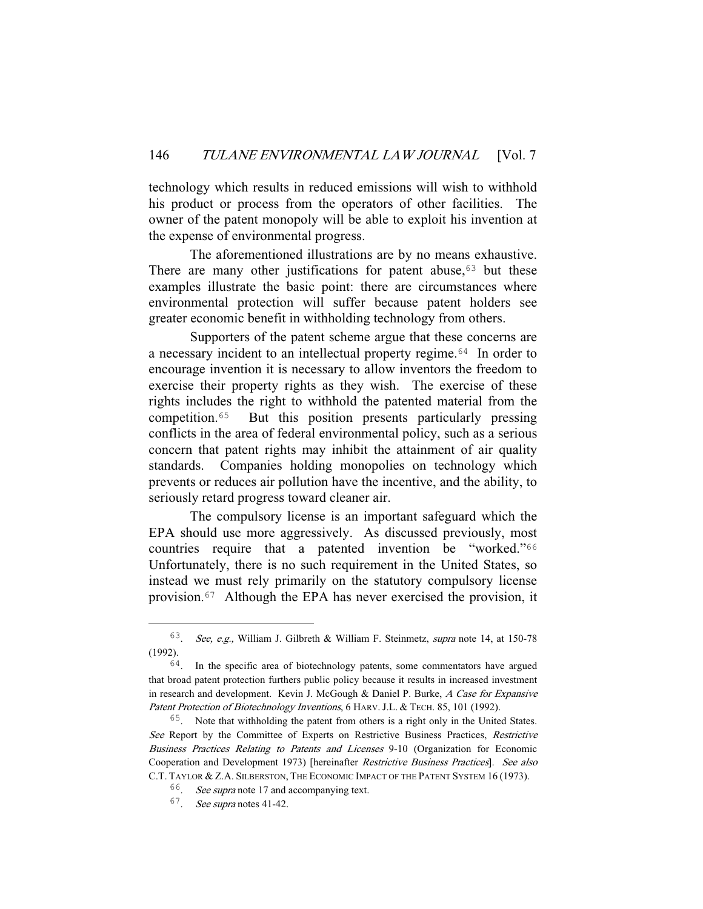technology which results in reduced emissions will wish to withhold his product or process from the operators of other facilities. The owner of the patent monopoly will be able to exploit his invention at the expense of environmental progress.

The aforementioned illustrations are by no means exhaustive. There are many other justifications for patent abuse,[63] but these examples illustrate the basic point: there are circumstances where environmental protection will suffer because patent holders see greater economic benefit in withholding technology from others.

Supporters of the patent scheme argue that these concerns are a necessary incident to an intellectual property regime.[64] In order to encourage invention it is necessary to allow inventors the freedom to exercise their property rights as they wish. The exercise of these rights includes the right to withhold the patented material from the competition.[65] But this position presents particularly pressing conflicts in the area of federal environmental policy, such as a serious concern that patent rights may inhibit the attainment of air quality standards. Companies holding monopolies on technology which prevents or reduces air pollution have the incentive, and the ability, to seriously retard progress toward cleaner air.

The compulsory license is an important safeguard which the EPA should use more aggressively. As discussed previously, most countries require that a patented invention be "worked."[66] Unfortunately, there is no such requirement in the United States, so instead we must rely primarily on the statutory compulsory license provision.[67] Although the EPA has never exercised the provision, it

---

63. *See, e.g.,* William J. Gilbreth & William F. Steinmetz, *supra* note 14, at 150-78 (1992).

64. In the specific area of biotechnology patents, some commentators have argued that broad patent protection furthers public policy because it results in increased investment in research and development. Kevin J. McGough & Daniel P. Burke, *A Case for Expansive Patent Protection of Biotechnology Inventions*, 6 HARV. J.L. & TECH. 85, 101 (1992).

65. Note that withholding the patent from others is a right only in the United States. *See* Report by the Committee of Experts on Restrictive Business Practices, *Restrictive Business Practices Relating to Patents and Licenses* 9-10 (Organization for Economic Cooperation and Development 1973) [hereinafter *Restrictive Business Practices*]. *See also* C.T. TAYLOR & Z.A. SILBERSTON, THE ECONOMIC IMPACT OF THE PATENT SYSTEM 16 (1973).

66. *See supra* note 17 and accompanying text.

67. *See supra* notes 41-42.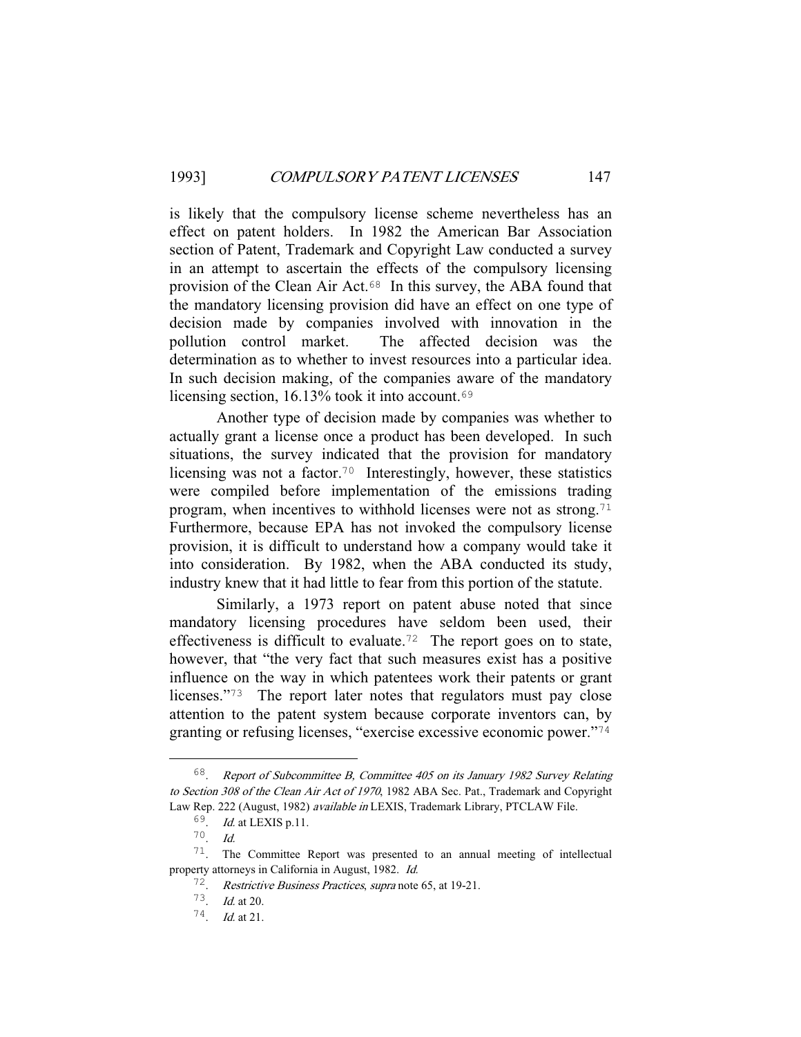is likely that the compulsory license scheme nevertheless has an effect on patent holders. In 1982 the American Bar Association section of Patent, Trademark and Copyright Law conducted a survey in an attempt to ascertain the effects of the compulsory licensing provision of the Clean Air Act.[68] In this survey, the ABA found that the mandatory licensing provision did have an effect on one type of decision made by companies involved with innovation in the pollution control market. The affected decision was the determination as to whether to invest resources into a particular idea. In such decision making, of the companies aware of the mandatory licensing section, 16.13% took it into account.[69]

Another type of decision made by companies was whether to actually grant a license once a product has been developed. In such situations, the survey indicated that the provision for mandatory licensing was not a factor.[70] Interestingly, however, these statistics were compiled before implementation of the emissions trading program, when incentives to withhold licenses were not as strong.[71] Furthermore, because EPA has not invoked the compulsory license provision, it is difficult to understand how a company would take it into consideration. By 1982, when the ABA conducted its study, industry knew that it had little to fear from this portion of the statute.

Similarly, a 1973 report on patent abuse noted that since mandatory licensing procedures have seldom been used, their effectiveness is difficult to evaluate.[72] The report goes on to state, however, that "the very fact that such measures exist has a positive influence on the way in which patentees work their patents or grant licenses."[73] The report later notes that regulators must pay close attention to the patent system because corporate inventors can, by granting or refusing licenses, "exercise excessive economic power."[74]

---

68. *Report of Subcommittee B, Committee 405 on its January 1982 Survey Relating to Section 308 of the Clean Air Act of 1970*, 1982 ABA Sec. Pat., Trademark and Copyright Law Rep. 222 (August, 1982) *available in* LEXIS, Trademark Library, PTCLAW File.

69. *Id.* at LEXIS p.11.

70. *Id.*

71. The Committee Report was presented to an annual meeting of intellectual property attorneys in California in August, 1982. *Id.*

72. *Restrictive Business Practices*, *supra* note 65, at 19-21.

73. *Id.* at 20.

74. *Id.* at 21.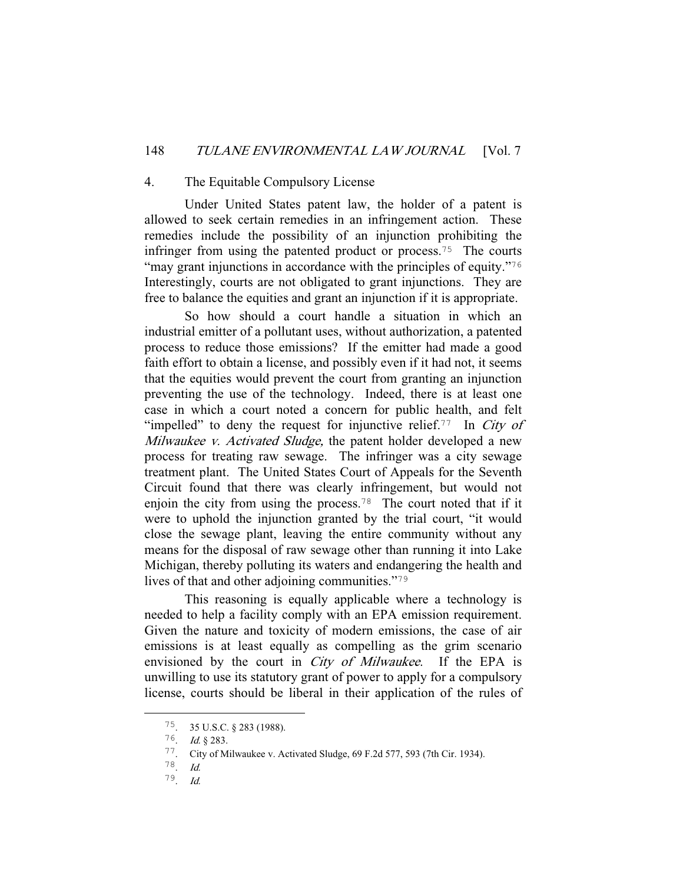### 4. The Equitable Compulsory License

Under United States patent law, the holder of a patent is allowed to seek certain remedies in an infringement action. These remedies include the possibility of an injunction prohibiting the infringer from using the patented product or process.[75] The courts "may grant injunctions in accordance with the principles of equity."[76] Interestingly, courts are not obligated to grant injunctions. They are free to balance the equities and grant an injunction if it is appropriate.

So how should a court handle a situation in which an industrial emitter of a pollutant uses, without authorization, a patented process to reduce those emissions? If the emitter had made a good faith effort to obtain a license, and possibly even if it had not, it seems that the equities would prevent the court from granting an injunction preventing the use of the technology. Indeed, there is at least one case in which a court noted a concern for public health, and felt "impelled" to deny the request for injunctive relief.[77] In *City of Milwaukee v. Activated Sludge,* the patent holder developed a new process for treating raw sewage. The infringer was a city sewage treatment plant. The United States Court of Appeals for the Seventh Circuit found that there was clearly infringement, but would not enjoin the city from using the process.[78] The court noted that if it were to uphold the injunction granted by the trial court, "it would close the sewage plant, leaving the entire community without any means for the disposal of raw sewage other than running it into Lake Michigan, thereby polluting its waters and endangering the health and lives of that and other adjoining communities."[79]

This reasoning is equally applicable where a technology is needed to help a facility comply with an EPA emission requirement. Given the nature and toxicity of modern emissions, the case of air emissions is at least equally as compelling as the grim scenario envisioned by the court in *City of Milwaukee*. If the EPA is unwilling to use its statutory grant of power to apply for a compulsory license, courts should be liberal in their application of the rules of

---

75. 35 U.S.C. § 283 (1988).

76. *Id.* § 283.

77. City of Milwaukee v. Activated Sludge, 69 F.2d 577, 593 (7th Cir. 1934).

78. *Id.*

79. *Id.*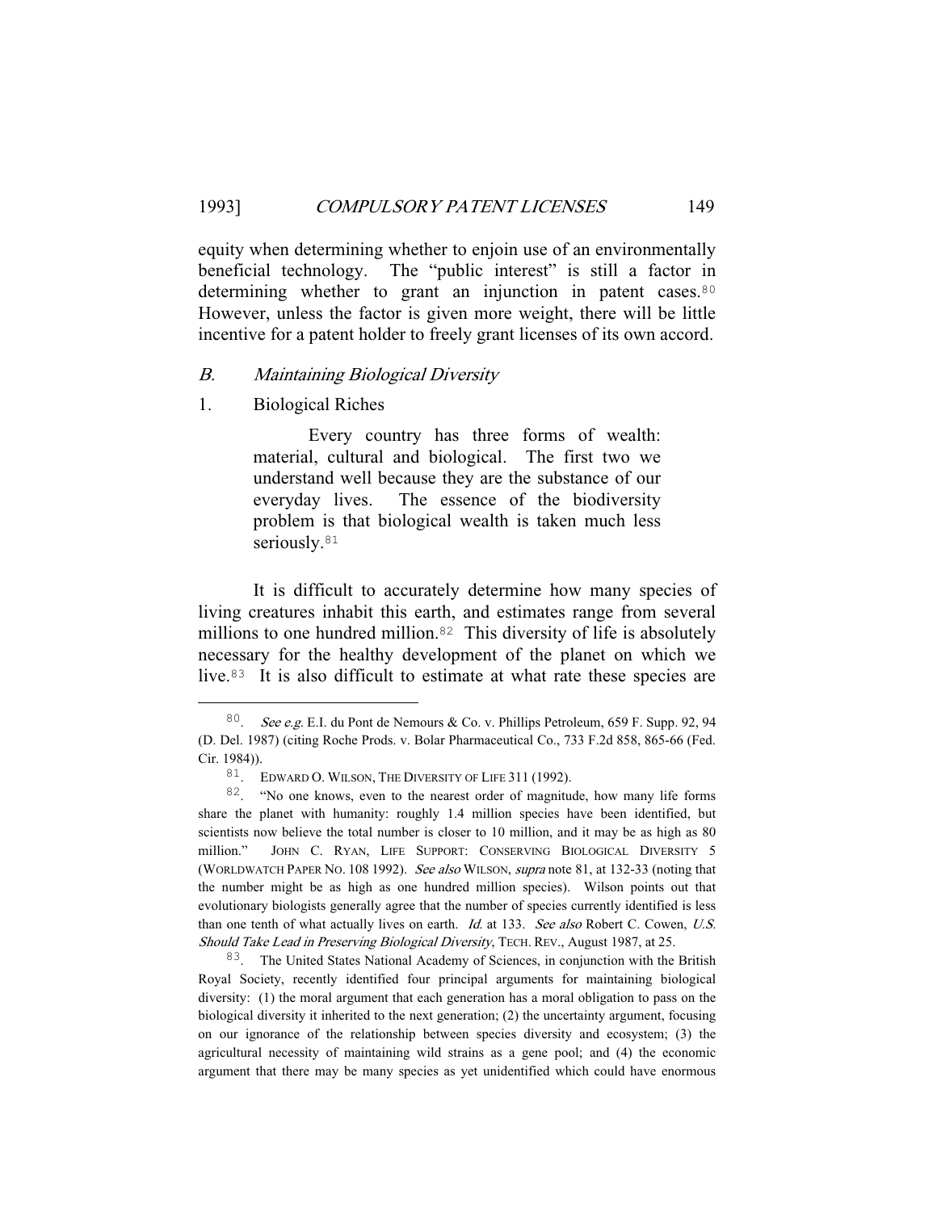equity when determining whether to enjoin use of an environmentally beneficial technology. The "public interest" is still a factor in determining whether to grant an injunction in patent cases.[80] However, unless the factor is given more weight, there will be little incentive for a patent holder to freely grant licenses of its own accord.

## *B. Maintaining Biological Diversity*

### 1. Biological Riches

> Every country has three forms of wealth: material, cultural and biological. The first two we understand well because they are the substance of our everyday lives. The essence of the biodiversity problem is that biological wealth is taken much less seriously.[81]

It is difficult to accurately determine how many species of living creatures inhabit this earth, and estimates range from several millions to one hundred million.[82] This diversity of life is absolutely necessary for the healthy development of the planet on which we live.[83] It is also difficult to estimate at what rate these species are

---

80. *See e.g.* E.I. du Pont de Nemours & Co. v. Phillips Petroleum, 659 F. Supp. 92, 94 (D. Del. 1987) (citing Roche Prods. v. Bolar Pharmaceutical Co., 733 F.2d 858, 865-66 (Fed. Cir. 1984)).

81. EDWARD O. WILSON, THE DIVERSITY OF LIFE 311 (1992).

82. "No one knows, even to the nearest order of magnitude, how many life forms share the planet with humanity: roughly 1.4 million species have been identified, but scientists now believe the total number is closer to 10 million, and it may be as high as 80 million." JOHN C. RYAN, LIFE SUPPORT: CONSERVING BIOLOGICAL DIVERSITY 5 (WORLDWATCH PAPER NO. 108 1992). *See also* WILSON, *supra* note 81, at 132-33 (noting that the number might be as high as one hundred million species). Wilson points out that evolutionary biologists generally agree that the number of species currently identified is less than one tenth of what actually lives on earth. *Id.* at 133. *See also* Robert C. Cowen, *U.S. Should Take Lead in Preserving Biological Diversity*, TECH. REV., August 1987, at 25.

83. The United States National Academy of Sciences, in conjunction with the British Royal Society, recently identified four principal arguments for maintaining biological diversity: (1) the moral argument that each generation has a moral obligation to pass on the biological diversity it inherited to the next generation; (2) the uncertainty argument, focusing on our ignorance of the relationship between species diversity and ecosystem; (3) the agricultural necessity of maintaining wild strains as a gene pool; and (4) the economic argument that there may be many species as yet unidentified which could have enormous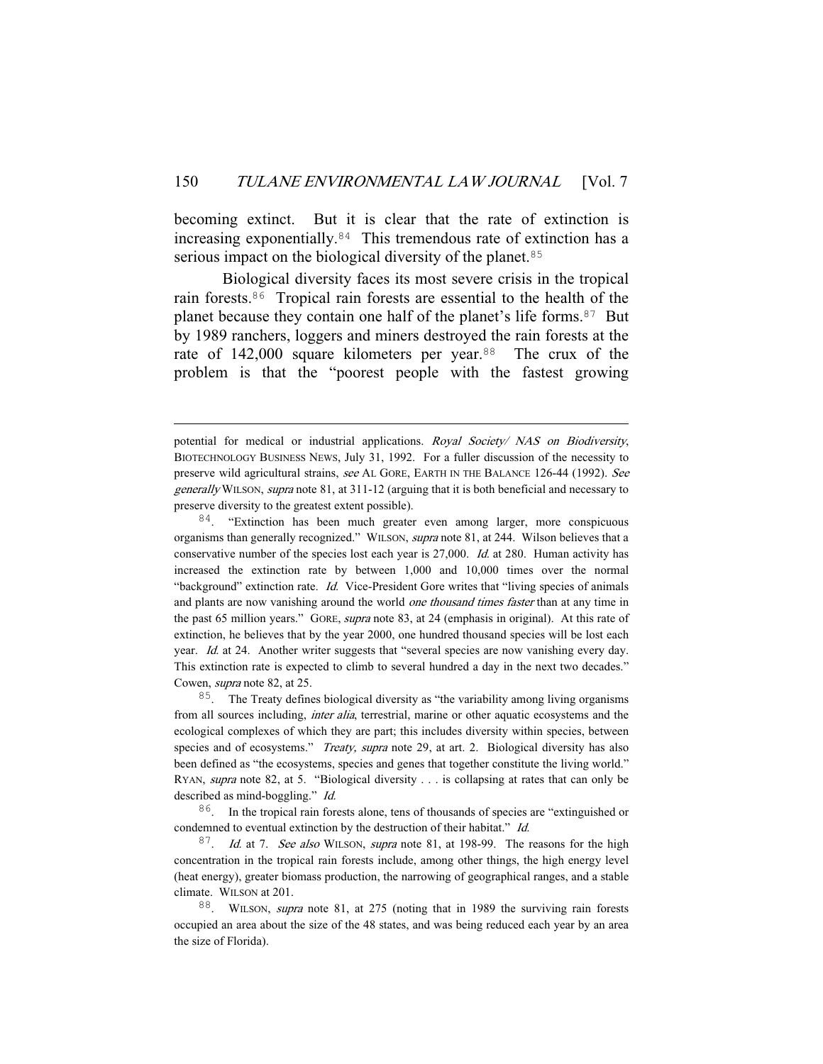becoming extinct. But it is clear that the rate of extinction is increasing exponentially.[84] This tremendous rate of extinction has a serious impact on the biological diversity of the planet.[85]

Biological diversity faces its most severe crisis in the tropical rain forests.[86] Tropical rain forests are essential to the health of the planet because they contain one half of the planet's life forms.[87] But by 1989 ranchers, loggers and miners destroyed the rain forests at the rate of 142,000 square kilometers per year.[88] The crux of the problem is that the "poorest people with the fastest growing

---

potential for medical or industrial applications. *Royal Society/ NAS on Biodiversity*, BIOTECHNOLOGY BUSINESS NEWS, July 31, 1992. For a fuller discussion of the necessity to preserve wild agricultural strains, *see* AL GORE, EARTH IN THE BALANCE 126-44 (1992). *See generally* WILSON, *supra* note 81, at 311-12 (arguing that it is both beneficial and necessary to preserve diversity to the greatest extent possible).

84. "Extinction has been much greater even among larger, more conspicuous organisms than generally recognized." WILSON, *supra* note 81, at 244. Wilson believes that a conservative number of the species lost each year is 27,000. *Id.* at 280. Human activity has increased the extinction rate by between 1,000 and 10,000 times over the normal "background" extinction rate. *Id.* Vice-President Gore writes that "living species of animals and plants are now vanishing around the world *one thousand times faster* than at any time in the past 65 million years." GORE, *supra* note 83, at 24 (emphasis in original). At this rate of extinction, he believes that by the year 2000, one hundred thousand species will be lost each year. *Id.* at 24. Another writer suggests that "several species are now vanishing every day. This extinction rate is expected to climb to several hundred a day in the next two decades." Cowen, *supra* note 82, at 25.

85. The Treaty defines biological diversity as "the variability among living organisms from all sources including, *inter alia*, terrestrial, marine or other aquatic ecosystems and the ecological complexes of which they are part; this includes diversity within species, between species and of ecosystems." *Treaty, supra* note 29, at art. 2. Biological diversity has also been defined as "the ecosystems, species and genes that together constitute the living world." RYAN, *supra* note 82, at 5. "Biological diversity . . . is collapsing at rates that can only be described as mind-boggling." *Id.*

86. In the tropical rain forests alone, tens of thousands of species are "extinguished or condemned to eventual extinction by the destruction of their habitat." *Id.*

87. *Id.* at 7. *See also* WILSON, *supra* note 81, at 198-99. The reasons for the high concentration in the tropical rain forests include, among other things, the high energy level (heat energy), greater biomass production, the narrowing of geographical ranges, and a stable climate. WILSON at 201.

88. WILSON, *supra* note 81, at 275 (noting that in 1989 the surviving rain forests occupied an area about the size of the 48 states, and was being reduced each year by an area the size of Florida).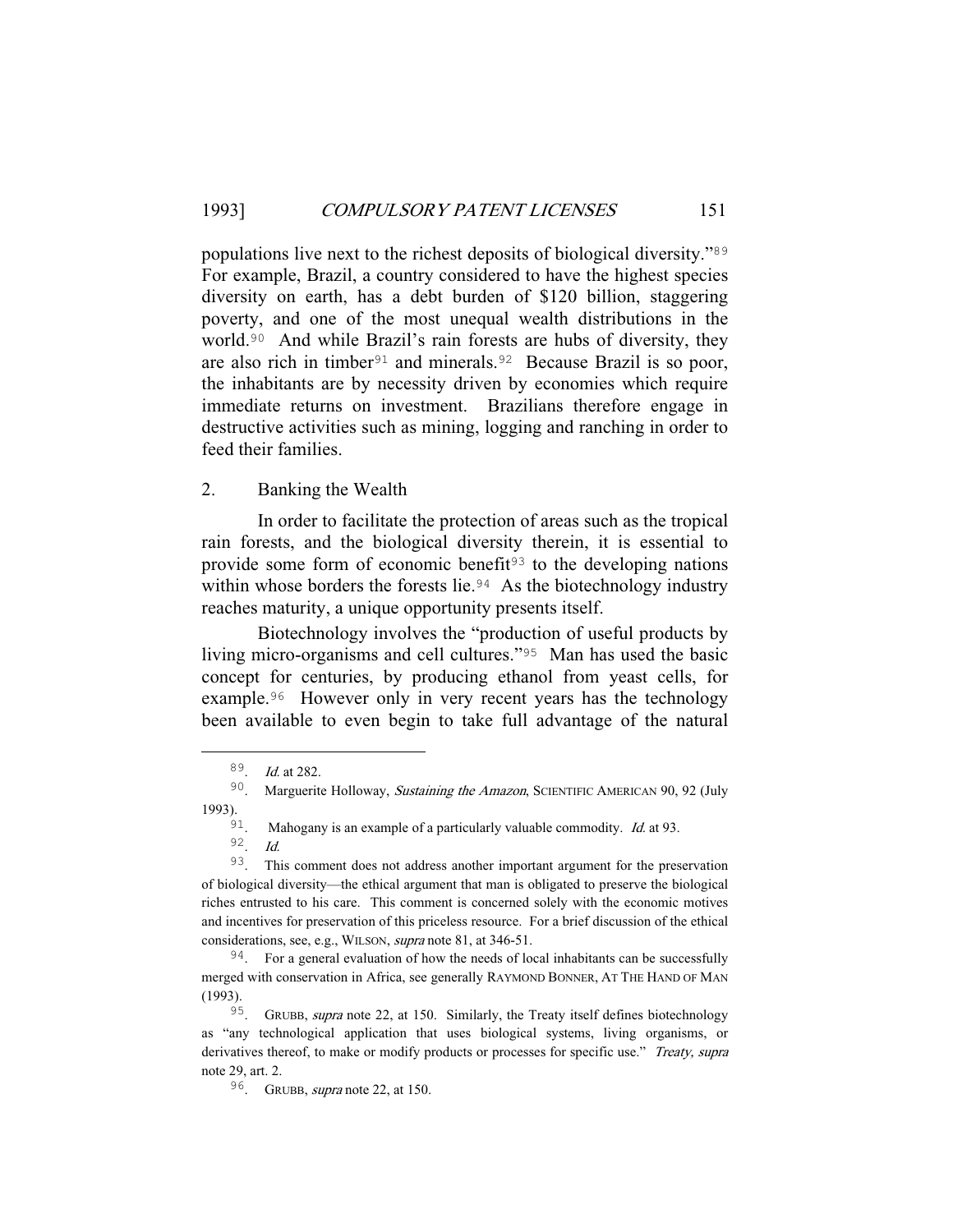populations live next to the richest deposits of biological diversity."[89] For example, Brazil, a country considered to have the highest species diversity on earth, has a debt burden of $120 billion, staggering poverty, and one of the most unequal wealth distributions in the world.[90] And while Brazil's rain forests are hubs of diversity, they are also rich in timber[91] and minerals.[92] Because Brazil is so poor, the inhabitants are by necessity driven by economies which require immediate returns on investment. Brazilians therefore engage in destructive activities such as mining, logging and ranching in order to feed their families.

2. Banking the Wealth

In order to facilitate the protection of areas such as the tropical rain forests, and the biological diversity therein, it is essential to provide some form of economic benefit[93] to the developing nations within whose borders the forests lie.[94] As the biotechnology industry reaches maturity, a unique opportunity presents itself.

Biotechnology involves the "production of useful products by living micro-organisms and cell cultures."[95] Man has used the basic concept for centuries, by producing ethanol from yeast cells, for example.[96] However only in very recent years has the technology been available to even begin to take full advantage of the natural

---

89. *Id.* at 282.

90. Marguerite Holloway, *Sustaining the Amazon*, SCIENTIFIC AMERICAN 90, 92 (July 1993).

91. Mahogany is an example of a particularly valuable commodity. *Id.* at 93.

92. *Id.*

93. This comment does not address another important argument for the preservation of biological diversity—the ethical argument that man is obligated to preserve the biological riches entrusted to his care. This comment is concerned solely with the economic motives and incentives for preservation of this priceless resource. For a brief discussion of the ethical considerations, see, e.g., WILSON, *supra* note 81, at 346-51.

94. For a general evaluation of how the needs of local inhabitants can be successfully merged with conservation in Africa, see generally RAYMOND BONNER, AT THE HAND OF MAN (1993).

95. GRUBB, *supra* note 22, at 150. Similarly, the Treaty itself defines biotechnology as "any technological application that uses biological systems, living organisms, or derivatives thereof, to make or modify products or processes for specific use." *Treaty, supra* note 29, art. 2.

96. GRUBB, *supra* note 22, at 150.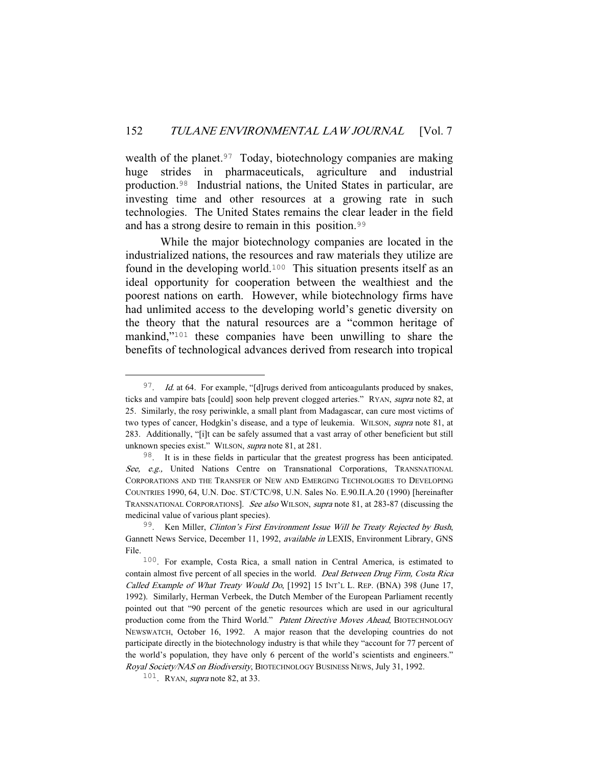wealth of the planet.[97] Today, biotechnology companies are making huge strides in pharmaceuticals, agriculture and industrial production.[98] Industrial nations, the United States in particular, are investing time and other resources at a growing rate in such technologies. The United States remains the clear leader in the field and has a strong desire to remain in this position.[99]

While the major biotechnology companies are located in the industrialized nations, the resources and raw materials they utilize are found in the developing world.[100] This situation presents itself as an ideal opportunity for cooperation between the wealthiest and the poorest nations on earth. However, while biotechnology firms have had unlimited access to the developing world's genetic diversity on the theory that the natural resources are a "common heritage of mankind,"[101] these companies have been unwilling to share the benefits of technological advances derived from research into tropical

---

[97]. *Id.* at 64. For example, "[d]rugs derived from anticoagulants produced by snakes, ticks and vampire bats [could] soon help prevent clogged arteries." RYAN, *supra* note 82, at 25. Similarly, the rosy periwinkle, a small plant from Madagascar, can cure most victims of two types of cancer, Hodgkin's disease, and a type of leukemia. WILSON, *supra* note 81, at 283. Additionally, "[i]t can be safely assumed that a vast array of other beneficient but still unknown species exist." WILSON, *supra* note 81, at 281.

[98]. It is in these fields in particular that the greatest progress has been anticipated. *See, e.g.,* United Nations Centre on Transnational Corporations, TRANSNATIONAL CORPORATIONS AND THE TRANSFER OF NEW AND EMERGING TECHNOLOGIES TO DEVELOPING COUNTRIES 1990, 64, U.N. Doc. ST/CTC/98, U.N. Sales No. E.90.II.A.20 (1990) [hereinafter TRANSNATIONAL CORPORATIONS]. *See also* WILSON, *supra* note 81, at 283-87 (discussing the medicinal value of various plant species).

[99]. Ken Miller, *Clinton's First Environment Issue Will be Treaty Rejected by Bush*, Gannett News Service, December 11, 1992, *available in* LEXIS, Environment Library, GNS File.

[100]. For example, Costa Rica, a small nation in Central America, is estimated to contain almost five percent of all species in the world. *Deal Between Drug Firm, Costa Rica Called Example of What Treaty Would Do*, [1992] 15 INT'L L. REP. (BNA) 398 (June 17, 1992). Similarly, Herman Verbeek, the Dutch Member of the European Parliament recently pointed out that "90 percent of the genetic resources which are used in our agricultural production come from the Third World." *Patent Directive Moves Ahead*, BIOTECHNOLOGY NEWSWATCH, October 16, 1992. A major reason that the developing countries do not participate directly in the biotechnology industry is that while they "account for 77 percent of the world's population, they have only 6 percent of the world's scientists and engineers." *Royal Society/NAS on Biodiversity*, BIOTECHNOLOGY BUSINESS NEWS, July 31, 1992.

[101]. RYAN, *supra* note 82, at 33.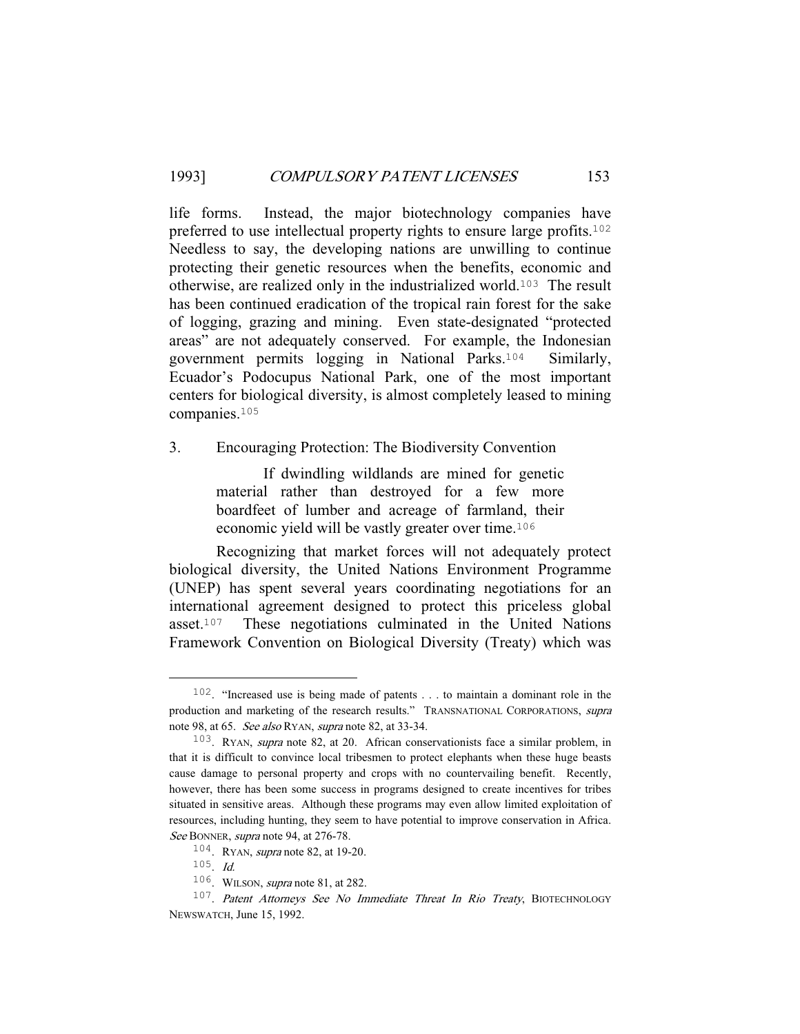life forms. Instead, the major biotechnology companies have preferred to use intellectual property rights to ensure large profits.[102] Needless to say, the developing nations are unwilling to continue protecting their genetic resources when the benefits, economic and otherwise, are realized only in the industrialized world.[103] The result has been continued eradication of the tropical rain forest for the sake of logging, grazing and mining. Even state-designated "protected areas" are not adequately conserved. For example, the Indonesian government permits logging in National Parks.[104] Similarly, Ecuador's Podocupus National Park, one of the most important centers for biological diversity, is almost completely leased to mining companies.[105]

### 3. Encouraging Protection: The Biodiversity Convention

> If dwindling wildlands are mined for genetic material rather than destroyed for a few more boardfeet of lumber and acreage of farmland, their economic yield will be vastly greater over time.[106]

Recognizing that market forces will not adequately protect biological diversity, the United Nations Environment Programme (UNEP) has spent several years coordinating negotiations for an international agreement designed to protect this priceless global asset.[107] These negotiations culminated in the United Nations Framework Convention on Biological Diversity (Treaty) which was

---

102. "Increased use is being made of patents . . . to maintain a dominant role in the production and marketing of the research results." TRANSNATIONAL CORPORATIONS, *supra* note 98, at 65. *See also* RYAN, *supra* note 82, at 33-34.

103. RYAN, *supra* note 82, at 20. African conservationists face a similar problem, in that it is difficult to convince local tribesmen to protect elephants when these huge beasts cause damage to personal property and crops with no countervailing benefit. Recently, however, there has been some success in programs designed to create incentives for tribes situated in sensitive areas. Although these programs may even allow limited exploitation of resources, including hunting, they seem to have potential to improve conservation in Africa. *See* BONNER, *supra* note 94, at 276-78.

104. RYAN, *supra* note 82, at 19-20.

105. *Id.*

106. WILSON, *supra* note 81, at 282.

107. *Patent Attorneys See No Immediate Threat In Rio Treaty*, BIOTECHNOLOGY NEWSWATCH, June 15, 1992.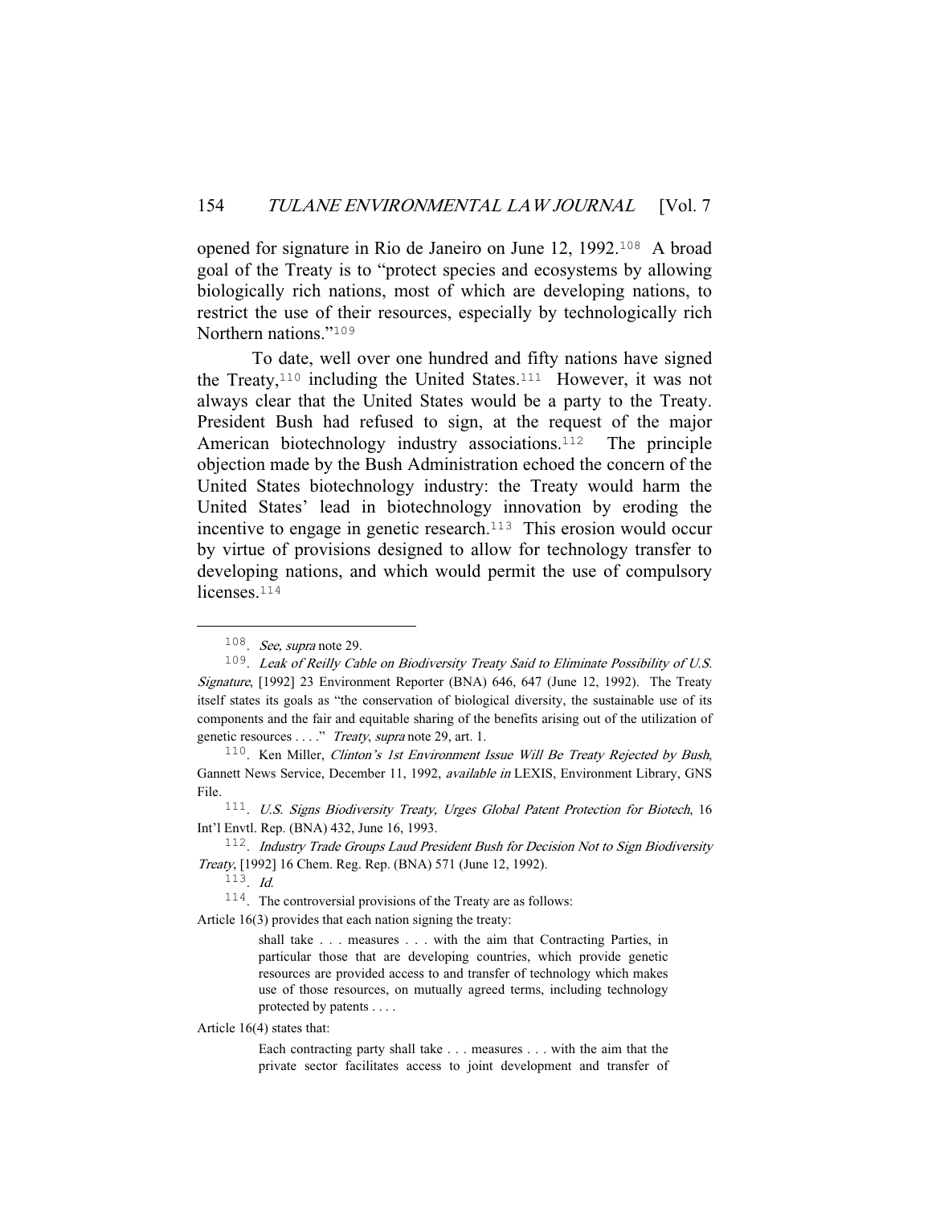opened for signature in Rio de Janeiro on June 12, 1992.[108] A broad goal of the Treaty is to "protect species and ecosystems by allowing biologically rich nations, most of which are developing nations, to restrict the use of their resources, especially by technologically rich Northern nations."[109]

To date, well over one hundred and fifty nations have signed the Treaty,[110] including the United States.[111] However, it was not always clear that the United States would be a party to the Treaty. President Bush had refused to sign, at the request of the major American biotechnology industry associations.[112] The principle objection made by the Bush Administration echoed the concern of the United States biotechnology industry: the Treaty would harm the United States' lead in biotechnology innovation by eroding the incentive to engage in genetic research.[113] This erosion would occur by virtue of provisions designed to allow for technology transfer to developing nations, and which would permit the use of compulsory licenses.[114]

---

108. *See, supra* note 29.

109. *Leak of Reilly Cable on Biodiversity Treaty Said to Eliminate Possibility of U.S. Signature*, [1992] 23 Environment Reporter (BNA) 646, 647 (June 12, 1992). The Treaty itself states its goals as "the conservation of biological diversity, the sustainable use of its components and the fair and equitable sharing of the benefits arising out of the utilization of genetic resources . . . ." *Treaty*, *supra* note 29, art. 1.

110. Ken Miller, *Clinton's 1st Environment Issue Will Be Treaty Rejected by Bush*, Gannett News Service, December 11, 1992, *available in* LEXIS, Environment Library, GNS File.

111. *U.S. Signs Biodiversity Treaty, Urges Global Patent Protection for Biotech*, 16 Int'l Envtl. Rep. (BNA) 432, June 16, 1993.

112. *Industry Trade Groups Laud President Bush for Decision Not to Sign Biodiversity Treaty*, [1992] 16 Chem. Reg. Rep. (BNA) 571 (June 12, 1992).

113. *Id.*

114. The controversial provisions of the Treaty are as follows:

Article 16(3) provides that each nation signing the treaty:

> shall take . . . measures . . . with the aim that Contracting Parties, in particular those that are developing countries, which provide genetic resources are provided access to and transfer of technology which makes use of those resources, on mutually agreed terms, including technology protected by patents . . . .

Article 16(4) states that:

> Each contracting party shall take . . . measures . . . with the aim that the private sector facilitates access to joint development and transfer of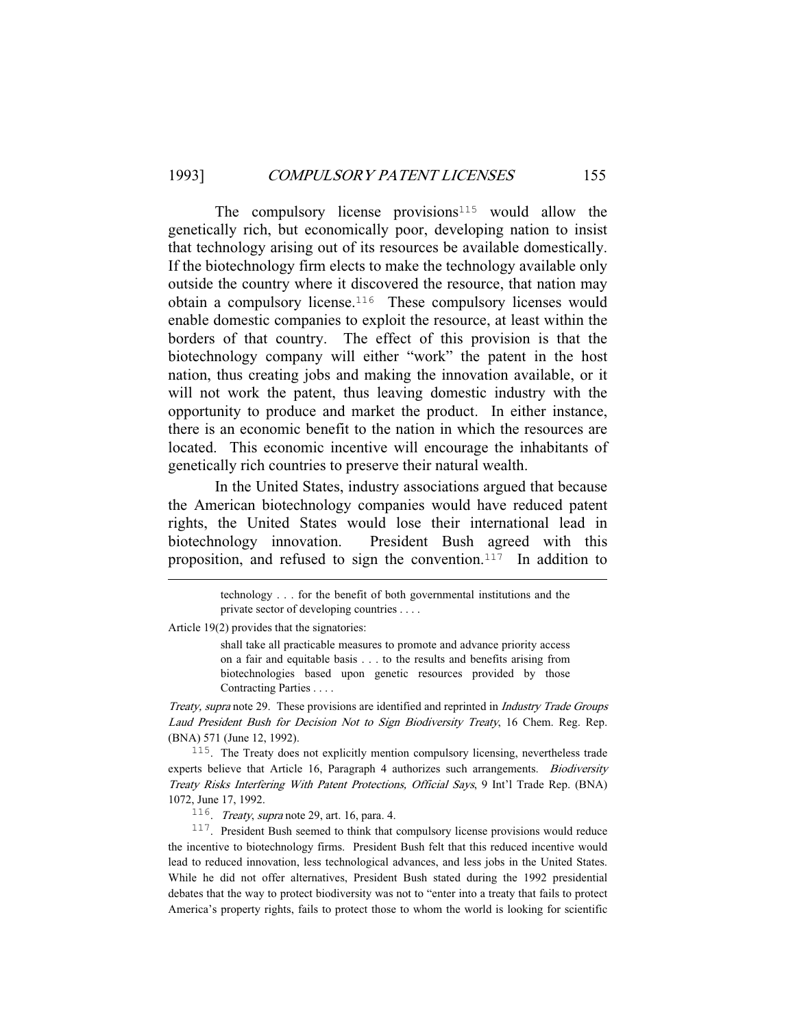The compulsory license provisions[115] would allow the genetically rich, but economically poor, developing nation to insist that technology arising out of its resources be available domestically. If the biotechnology firm elects to make the technology available only outside the country where it discovered the resource, that nation may obtain a compulsory license.[116] These compulsory licenses would enable domestic companies to exploit the resource, at least within the borders of that country. The effect of this provision is that the biotechnology company will either "work" the patent in the host nation, thus creating jobs and making the innovation available, or it will not work the patent, thus leaving domestic industry with the opportunity to produce and market the product. In either instance, there is an economic benefit to the nation in which the resources are located. This economic incentive will encourage the inhabitants of genetically rich countries to preserve their natural wealth.

In the United States, industry associations argued that because the American biotechnology companies would have reduced patent rights, the United States would lose their international lead in biotechnology innovation. President Bush agreed with this proposition, and refused to sign the convention.[117] In addition to

---

> technology . . . for the benefit of both governmental institutions and the private sector of developing countries . . . .

Article 19(2) provides that the signatories:

> shall take all practicable measures to promote and advance priority access on a fair and equitable basis . . . to the results and benefits arising from biotechnologies based upon genetic resources provided by those Contracting Parties . . . .

*Treaty, supra* note 29. These provisions are identified and reprinted in *Industry Trade Groups Laud President Bush for Decision Not to Sign Biodiversity Treaty*, 16 Chem. Reg. Rep. (BNA) 571 (June 12, 1992).

115. The Treaty does not explicitly mention compulsory licensing, nevertheless trade experts believe that Article 16, Paragraph 4 authorizes such arrangements. *Biodiversity Treaty Risks Interfering With Patent Protections, Official Says*, 9 Int'l Trade Rep. (BNA) 1072, June 17, 1992.

116. *Treaty*, *supra* note 29, art. 16, para. 4.

117. President Bush seemed to think that compulsory license provisions would reduce the incentive to biotechnology firms. President Bush felt that this reduced incentive would lead to reduced innovation, less technological advances, and less jobs in the United States. While he did not offer alternatives, President Bush stated during the 1992 presidential debates that the way to protect biodiversity was not to "enter into a treaty that fails to protect America's property rights, fails to protect those to whom the world is looking for scientific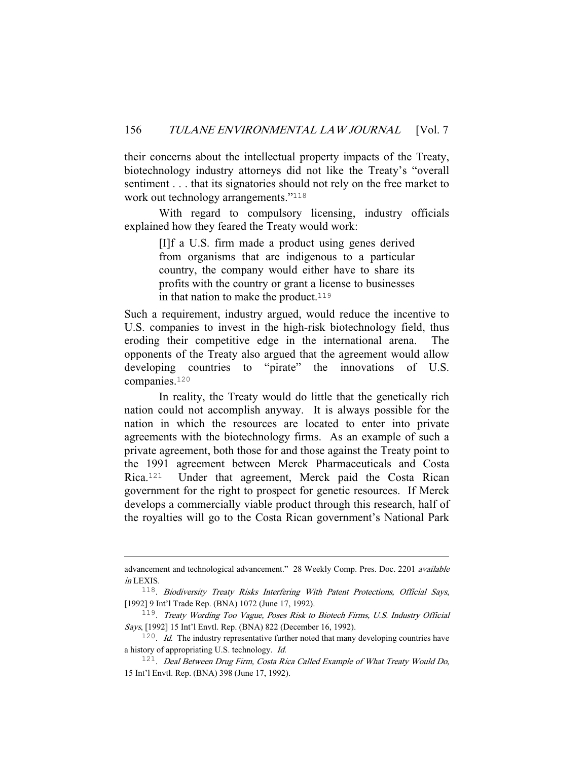their concerns about the intellectual property impacts of the Treaty, biotechnology industry attorneys did not like the Treaty's "overall sentiment . . . that its signatories should not rely on the free market to work out technology arrangements."[118]

With regard to compulsory licensing, industry officials explained how they feared the Treaty would work:

> [I]f a U.S. firm made a product using genes derived from organisms that are indigenous to a particular country, the company would either have to share its profits with the country or grant a license to businesses in that nation to make the product.[119]

Such a requirement, industry argued, would reduce the incentive to U.S. companies to invest in the high-risk biotechnology field, thus eroding their competitive edge in the international arena. The opponents of the Treaty also argued that the agreement would allow developing countries to "pirate" the innovations of U.S. companies.[120]

In reality, the Treaty would do little that the genetically rich nation could not accomplish anyway. It is always possible for the nation in which the resources are located to enter into private agreements with the biotechnology firms. As an example of such a private agreement, both those for and those against the Treaty point to the 1991 agreement between Merck Pharmaceuticals and Costa Rica.[121] Under that agreement, Merck paid the Costa Rican government for the right to prospect for genetic resources. If Merck develops a commercially viable product through this research, half of the royalties will go to the Costa Rican government's National Park

---

advancement and technological advancement." 28 Weekly Comp. Pres. Doc. 2201 *available in* LEXIS.

118. *Biodiversity Treaty Risks Interfering With Patent Protections, Official Says*, [1992] 9 Int'l Trade Rep. (BNA) 1072 (June 17, 1992).

119. *Treaty Wording Too Vague, Poses Risk to Biotech Firms, U.S. Industry Official Says*, [1992] 15 Int'l Envtl. Rep. (BNA) 822 (December 16, 1992).

120. *Id.* The industry representative further noted that many developing countries have a history of appropriating U.S. technology. *Id.*

121. *Deal Between Drug Firm, Costa Rica Called Example of What Treaty Would Do*, 15 Int'l Envtl. Rep. (BNA) 398 (June 17, 1992).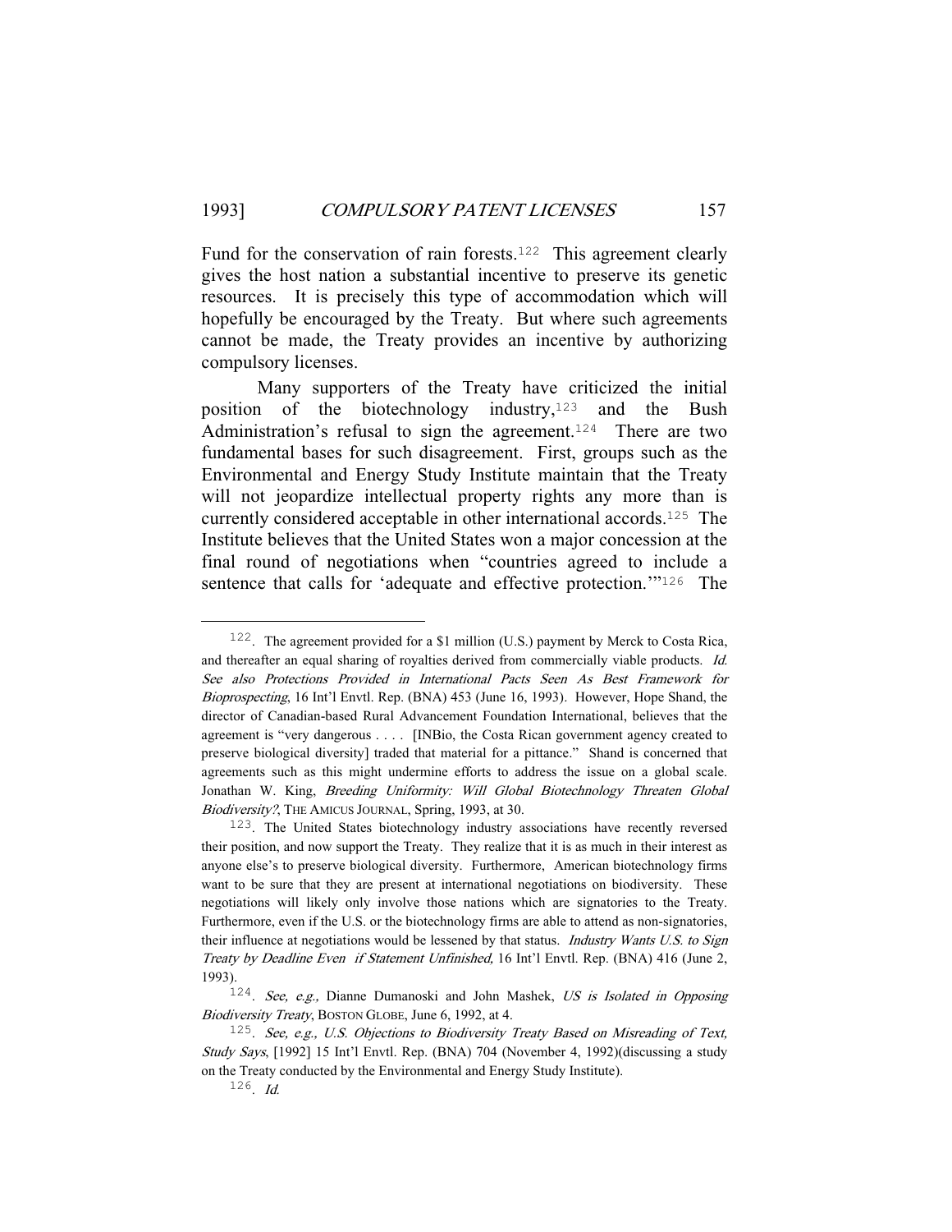Fund for the conservation of rain forests.[122] This agreement clearly gives the host nation a substantial incentive to preserve its genetic resources. It is precisely this type of accommodation which will hopefully be encouraged by the Treaty. But where such agreements cannot be made, the Treaty provides an incentive by authorizing compulsory licenses.

Many supporters of the Treaty have criticized the initial position of the biotechnology industry,[123] and the Bush Administration's refusal to sign the agreement.[124] There are two fundamental bases for such disagreement. First, groups such as the Environmental and Energy Study Institute maintain that the Treaty will not jeopardize intellectual property rights any more than is currently considered acceptable in other international accords.[125] The Institute believes that the United States won a major concession at the final round of negotiations when "countries agreed to include a sentence that calls for 'adequate and effective protection.'"[126] The

---

[122]. The agreement provided for a $1 million (U.S.) payment by Merck to Costa Rica, and thereafter an equal sharing of royalties derived from commercially viable products. *Id.* *See also Protections Provided in International Pacts Seen As Best Framework for Bioprospecting*, 16 Int'l Envtl. Rep. (BNA) 453 (June 16, 1993). However, Hope Shand, the director of Canadian-based Rural Advancement Foundation International, believes that the agreement is "very dangerous . . . . [INBio, the Costa Rican government agency created to preserve biological diversity] traded that material for a pittance." Shand is concerned that agreements such as this might undermine efforts to address the issue on a global scale. Jonathan W. King, *Breeding Uniformity: Will Global Biotechnology Threaten Global Biodiversity?*, THE AMICUS JOURNAL, Spring, 1993, at 30.

[123]. The United States biotechnology industry associations have recently reversed their position, and now support the Treaty. They realize that it is as much in their interest as anyone else's to preserve biological diversity. Furthermore, American biotechnology firms want to be sure that they are present at international negotiations on biodiversity. These negotiations will likely only involve those nations which are signatories to the Treaty. Furthermore, even if the U.S. or the biotechnology firms are able to attend as non-signatories, their influence at negotiations would be lessened by that status. *Industry Wants U.S. to Sign Treaty by Deadline Even if Statement Unfinished,* 16 Int'l Envtl. Rep. (BNA) 416 (June 2, 1993).

[124]. *See, e.g.,* Dianne Dumanoski and John Mashek, *US is Isolated in Opposing Biodiversity Treaty*, BOSTON GLOBE, June 6, 1992, at 4.

[125]. *See, e.g., U.S. Objections to Biodiversity Treaty Based on Misreading of Text, Study Says*, [1992] 15 Int'l Envtl. Rep. (BNA) 704 (November 4, 1992)(discussing a study on the Treaty conducted by the Environmental and Energy Study Institute).

[126]. *Id.*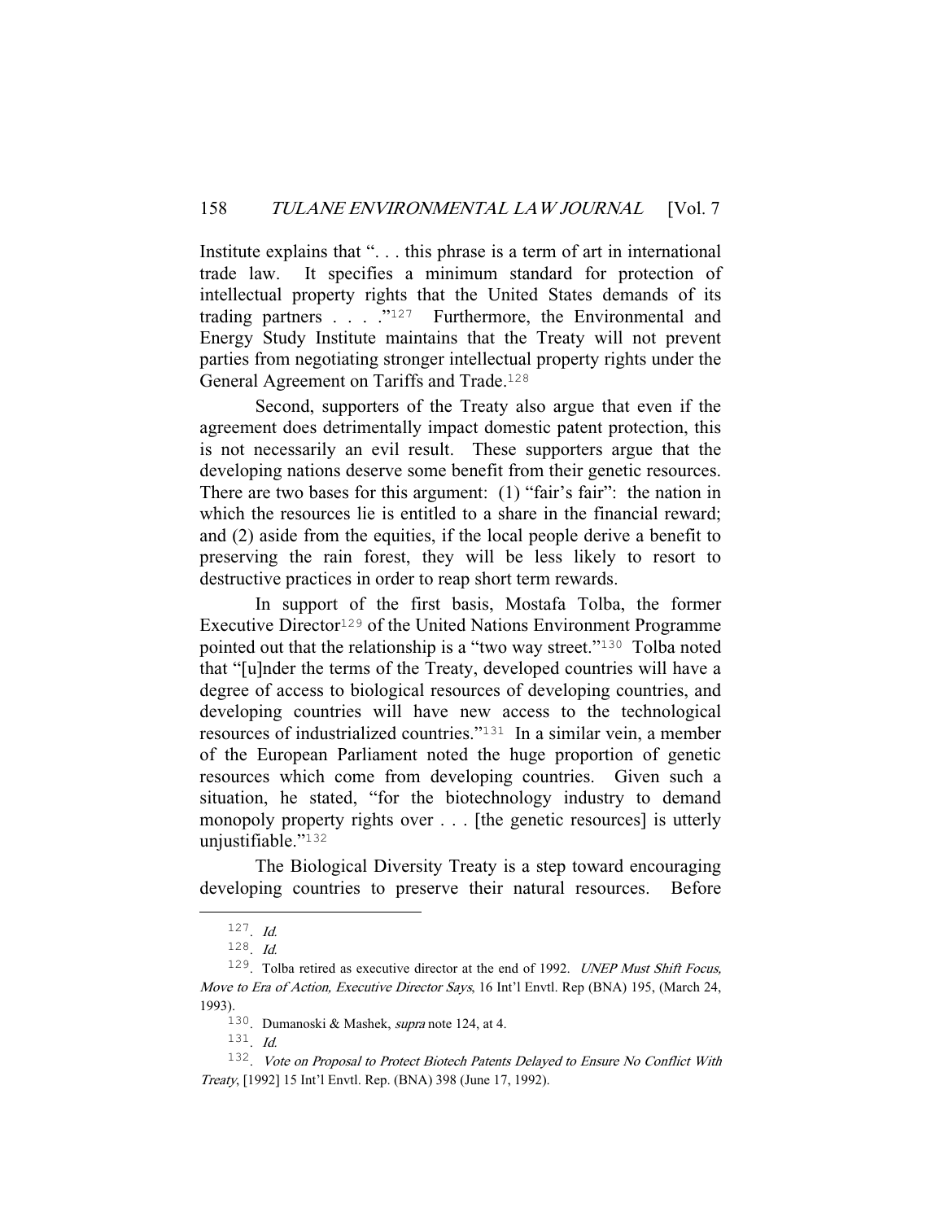Institute explains that ". . . this phrase is a term of art in international trade law. It specifies a minimum standard for protection of intellectual property rights that the United States demands of its trading partners . . . ."[127] Furthermore, the Environmental and Energy Study Institute maintains that the Treaty will not prevent parties from negotiating stronger intellectual property rights under the General Agreement on Tariffs and Trade.[128]

Second, supporters of the Treaty also argue that even if the agreement does detrimentally impact domestic patent protection, this is not necessarily an evil result. These supporters argue that the developing nations deserve some benefit from their genetic resources. There are two bases for this argument: (1) "fair's fair": the nation in which the resources lie is entitled to a share in the financial reward; and (2) aside from the equities, if the local people derive a benefit to preserving the rain forest, they will be less likely to resort to destructive practices in order to reap short term rewards.

In support of the first basis, Mostafa Tolba, the former Executive Director[129] of the United Nations Environment Programme pointed out that the relationship is a "two way street."[130] Tolba noted that "[u]nder the terms of the Treaty, developed countries will have a degree of access to biological resources of developing countries, and developing countries will have new access to the technological resources of industrialized countries."[131] In a similar vein, a member of the European Parliament noted the huge proportion of genetic resources which come from developing countries. Given such a situation, he stated, "for the biotechnology industry to demand monopoly property rights over . . . [the genetic resources] is utterly unjustifiable."[132]

The Biological Diversity Treaty is a step toward encouraging developing countries to preserve their natural resources. Before

---

127. *Id.*

128. *Id.*

129. Tolba retired as executive director at the end of 1992. *UNEP Must Shift Focus, Move to Era of Action, Executive Director Says*, 16 Int'l Envtl. Rep (BNA) 195, (March 24, 1993).

130. Dumanoski & Mashek, *supra* note 124, at 4.

131. *Id.*

132. *Vote on Proposal to Protect Biotech Patents Delayed to Ensure No Conflict With Treaty*, [1992] 15 Int'l Envtl. Rep. (BNA) 398 (June 17, 1992).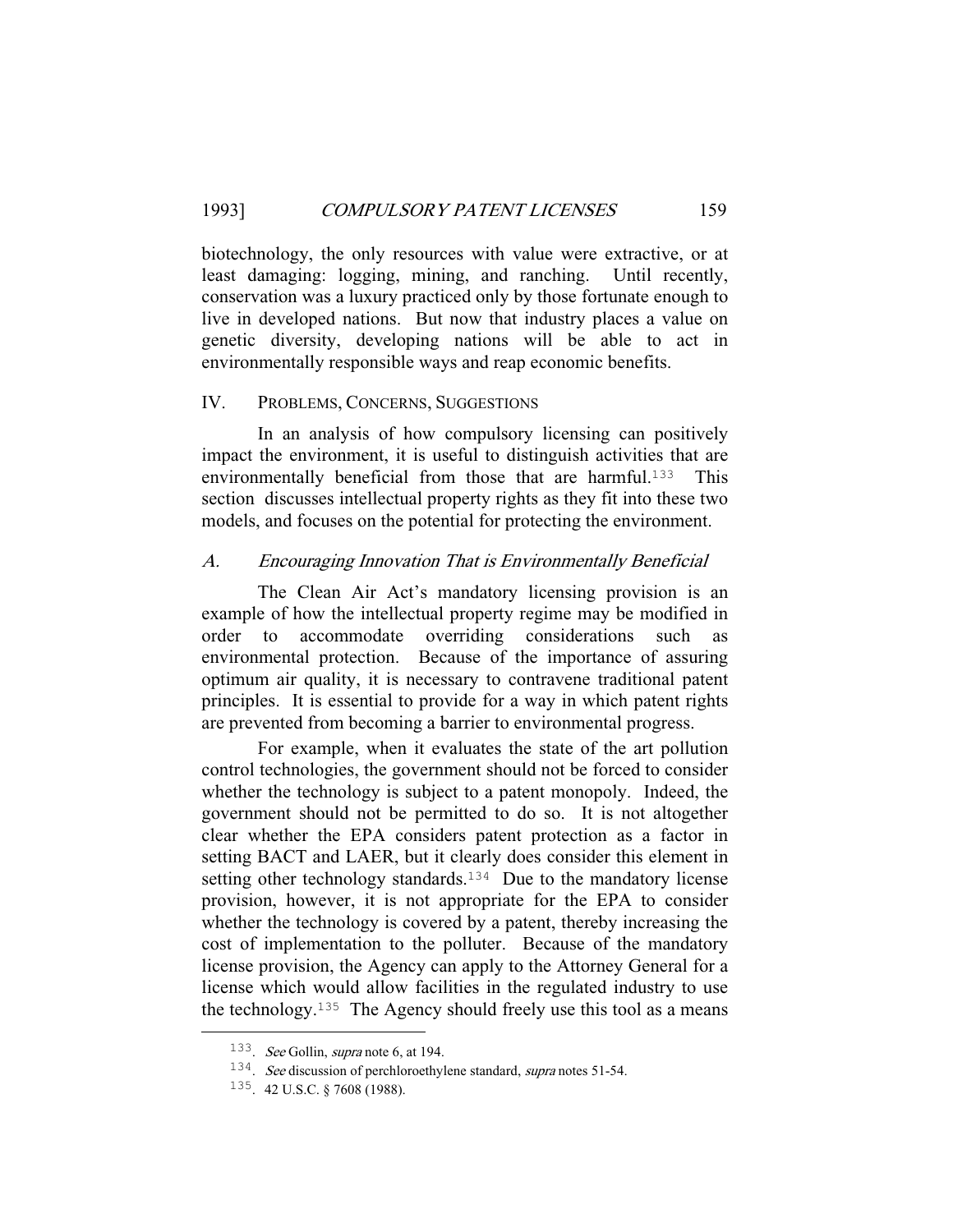biotechnology, the only resources with value were extractive, or at least damaging: logging, mining, and ranching. Until recently, conservation was a luxury practiced only by those fortunate enough to live in developed nations. But now that industry places a value on genetic diversity, developing nations will be able to act in environmentally responsible ways and reap economic benefits.

## IV. PROBLEMS, CONCERNS, SUGGESTIONS

In an analysis of how compulsory licensing can positively impact the environment, it is useful to distinguish activities that are environmentally beneficial from those that are harmful.[133] This section discusses intellectual property rights as they fit into these two models, and focuses on the potential for protecting the environment.

### *A. Encouraging Innovation That is Environmentally Beneficial*

The Clean Air Act's mandatory licensing provision is an example of how the intellectual property regime may be modified in order to accommodate overriding considerations such as environmental protection. Because of the importance of assuring optimum air quality, it is necessary to contravene traditional patent principles. It is essential to provide for a way in which patent rights are prevented from becoming a barrier to environmental progress.

For example, when it evaluates the state of the art pollution control technologies, the government should not be forced to consider whether the technology is subject to a patent monopoly. Indeed, the government should not be permitted to do so. It is not altogether clear whether the EPA considers patent protection as a factor in setting BACT and LAER, but it clearly does consider this element in setting other technology standards.[134] Due to the mandatory license provision, however, it is not appropriate for the EPA to consider whether the technology is covered by a patent, thereby increasing the cost of implementation to the polluter. Because of the mandatory license provision, the Agency can apply to the Attorney General for a license which would allow facilities in the regulated industry to use the technology.[135] The Agency should freely use this tool as a means

---

133. *See* Gollin, *supra* note 6, at 194.

134. *See* discussion of perchloroethylene standard, *supra* notes 51-54.

135. 42 U.S.C. § 7608 (1988).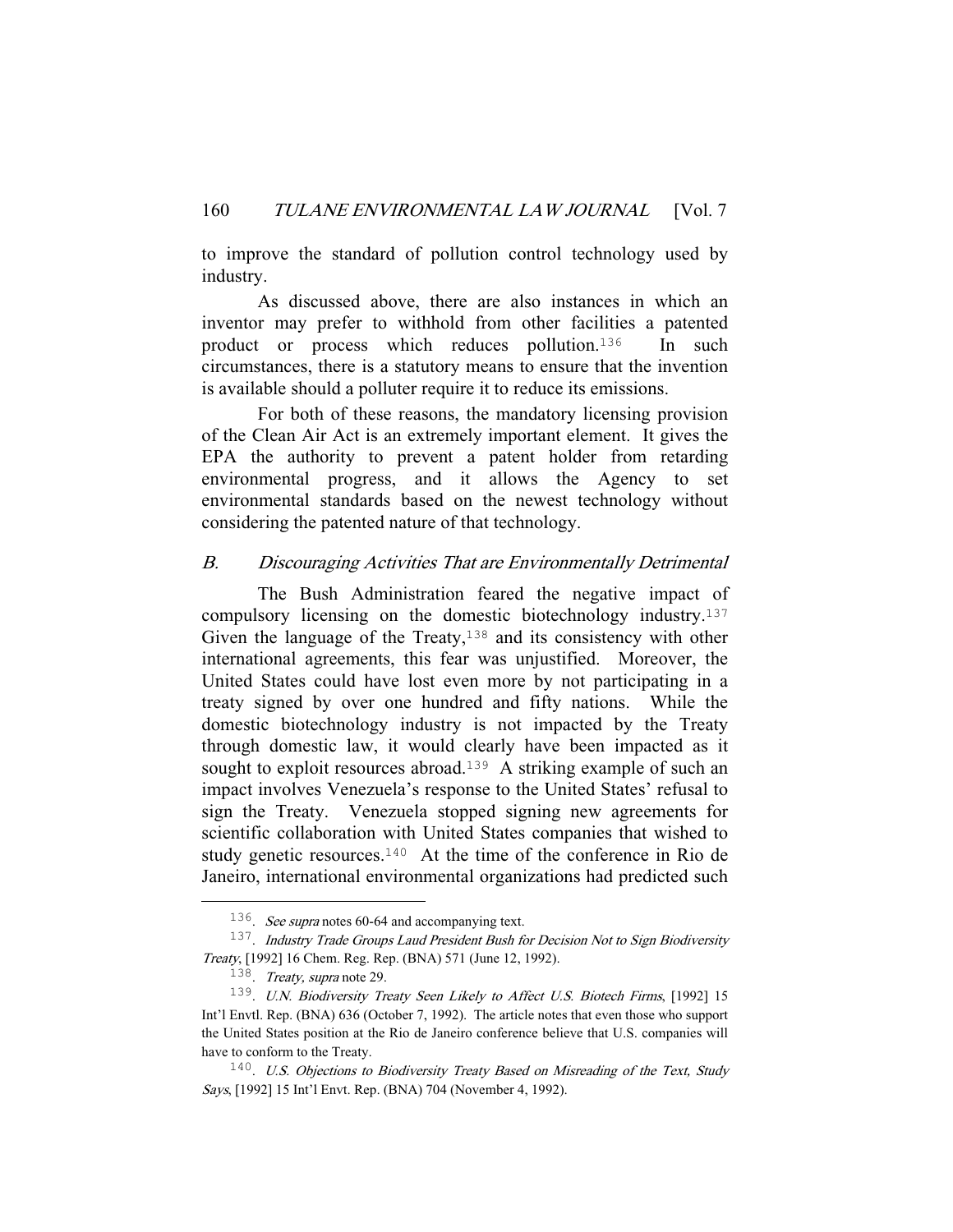to improve the standard of pollution control technology used by industry.

As discussed above, there are also instances in which an inventor may prefer to withhold from other facilities a patented product or process which reduces pollution.[136] In such circumstances, there is a statutory means to ensure that the invention is available should a polluter require it to reduce its emissions.

For both of these reasons, the mandatory licensing provision of the Clean Air Act is an extremely important element. It gives the EPA the authority to prevent a patent holder from retarding environmental progress, and it allows the Agency to set environmental standards based on the newest technology without considering the patented nature of that technology.

### *B. Discouraging Activities That are Environmentally Detrimental*

The Bush Administration feared the negative impact of compulsory licensing on the domestic biotechnology industry.[137] Given the language of the Treaty,[138] and its consistency with other international agreements, this fear was unjustified. Moreover, the United States could have lost even more by not participating in a treaty signed by over one hundred and fifty nations. While the domestic biotechnology industry is not impacted by the Treaty through domestic law, it would clearly have been impacted as it sought to exploit resources abroad.[139] A striking example of such an impact involves Venezuela's response to the United States' refusal to sign the Treaty. Venezuela stopped signing new agreements for scientific collaboration with United States companies that wished to study genetic resources.[140] At the time of the conference in Rio de Janeiro, international environmental organizations had predicted such

---

136. *See supra* notes 60-64 and accompanying text.

137. *Industry Trade Groups Laud President Bush for Decision Not to Sign Biodiversity Treaty*, [1992] 16 Chem. Reg. Rep. (BNA) 571 (June 12, 1992).

138. *Treaty, supra* note 29.

139. *U.N. Biodiversity Treaty Seen Likely to Affect U.S. Biotech Firms*, [1992] 15 Int'l Envtl. Rep. (BNA) 636 (October 7, 1992). The article notes that even those who support the United States position at the Rio de Janeiro conference believe that U.S. companies will have to conform to the Treaty.

140. *U.S. Objections to Biodiversity Treaty Based on Misreading of the Text, Study Says*, [1992] 15 Int'l Envt. Rep. (BNA) 704 (November 4, 1992).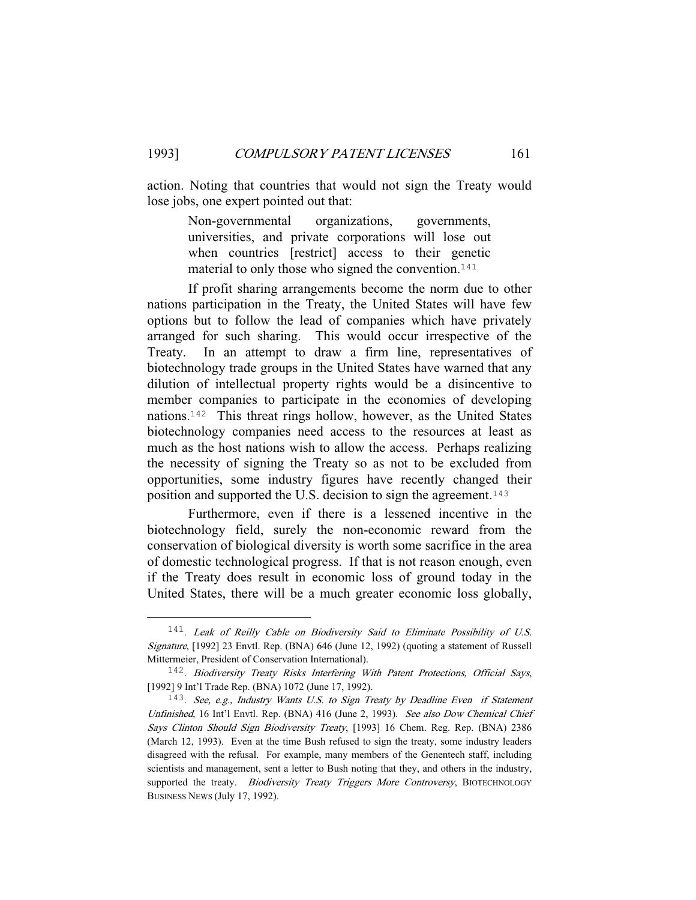action. Noting that countries that would not sign the Treaty would lose jobs, one expert pointed out that:

> Non-governmental organizations, governments, universities, and private corporations will lose out when countries [restrict] access to their genetic material to only those who signed the convention.[141]

If profit sharing arrangements become the norm due to other nations participation in the Treaty, the United States will have few options but to follow the lead of companies which have privately arranged for such sharing. This would occur irrespective of the Treaty. In an attempt to draw a firm line, representatives of biotechnology trade groups in the United States have warned that any dilution of intellectual property rights would be a disincentive to member companies to participate in the economies of developing nations.[142] This threat rings hollow, however, as the United States biotechnology companies need access to the resources at least as much as the host nations wish to allow the access. Perhaps realizing the necessity of signing the Treaty so as not to be excluded from opportunities, some industry figures have recently changed their position and supported the U.S. decision to sign the agreement.[143]

Furthermore, even if there is a lessened incentive in the biotechnology field, surely the non-economic reward from the conservation of biological diversity is worth some sacrifice in the area of domestic technological progress. If that is not reason enough, even if the Treaty does result in economic loss of ground today in the United States, there will be a much greater economic loss globally,

---

141. *Leak of Reilly Cable on Biodiversity Said to Eliminate Possibility of U.S. Signature*, [1992] 23 Envtl. Rep. (BNA) 646 (June 12, 1992) (quoting a statement of Russell Mittermeier, President of Conservation International).

142. *Biodiversity Treaty Risks Interfering With Patent Protections, Official Says*, [1992] 9 Int'l Trade Rep. (BNA) 1072 (June 17, 1992).

143. *See, e.g., Industry Wants U.S. to Sign Treaty by Deadline Even if Statement Unfinished,* 16 Int'l Envtl. Rep. (BNA) 416 (June 2, 1993). *See also Dow Chemical Chief Says Clinton Should Sign Biodiversity Treaty*, [1993] 16 Chem. Reg. Rep. (BNA) 2386 (March 12, 1993). Even at the time Bush refused to sign the treaty, some industry leaders disagreed with the refusal. For example, many members of the Genentech staff, including scientists and management, sent a letter to Bush noting that they, and others in the industry, supported the treaty. *Biodiversity Treaty Triggers More Controversy*, BIOTECHNOLOGY BUSINESS NEWS (July 17, 1992).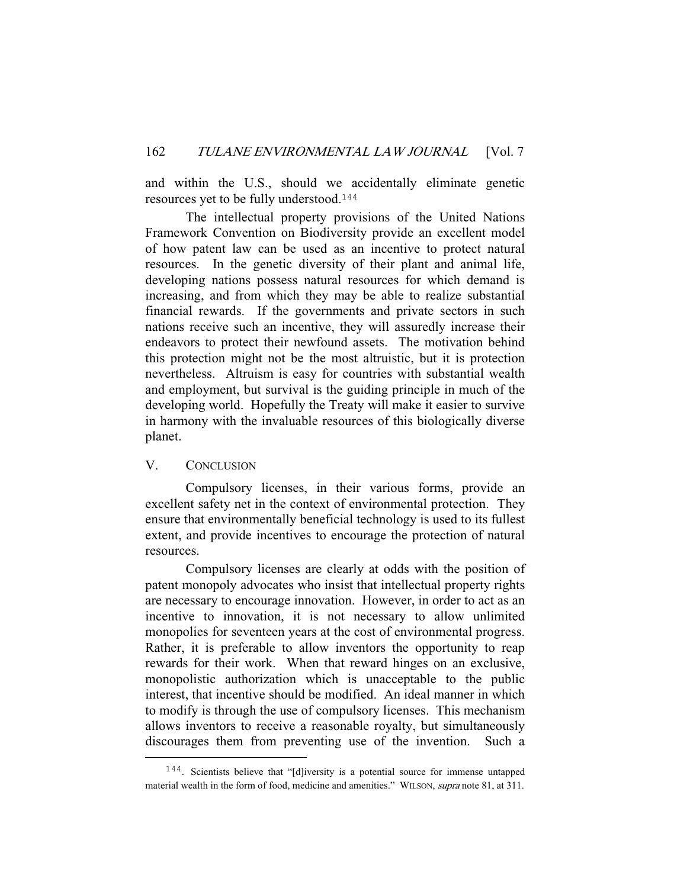and within the U.S., should we accidentally eliminate genetic resources yet to be fully understood.[144]

The intellectual property provisions of the United Nations Framework Convention on Biodiversity provide an excellent model of how patent law can be used as an incentive to protect natural resources. In the genetic diversity of their plant and animal life, developing nations possess natural resources for which demand is increasing, and from which they may be able to realize substantial financial rewards. If the governments and private sectors in such nations receive such an incentive, they will assuredly increase their endeavors to protect their newfound assets. The motivation behind this protection might not be the most altruistic, but it is protection nevertheless. Altruism is easy for countries with substantial wealth and employment, but survival is the guiding principle in much of the developing world. Hopefully the Treaty will make it easier to survive in harmony with the invaluable resources of this biologically diverse planet.

## V. CONCLUSION

Compulsory licenses, in their various forms, provide an excellent safety net in the context of environmental protection. They ensure that environmentally beneficial technology is used to its fullest extent, and provide incentives to encourage the protection of natural resources.

Compulsory licenses are clearly at odds with the position of patent monopoly advocates who insist that intellectual property rights are necessary to encourage innovation. However, in order to act as an incentive to innovation, it is not necessary to allow unlimited monopolies for seventeen years at the cost of environmental progress. Rather, it is preferable to allow inventors the opportunity to reap rewards for their work. When that reward hinges on an exclusive, monopolistic authorization which is unacceptable to the public interest, that incentive should be modified. An ideal manner in which to modify is through the use of compulsory licenses. This mechanism allows inventors to receive a reasonable royalty, but simultaneously discourages them from preventing use of the invention. Such a

---

144. Scientists believe that "[d]iversity is a potential source for immense untapped material wealth in the form of food, medicine and amenities." WILSON, *supra* note 81, at 311.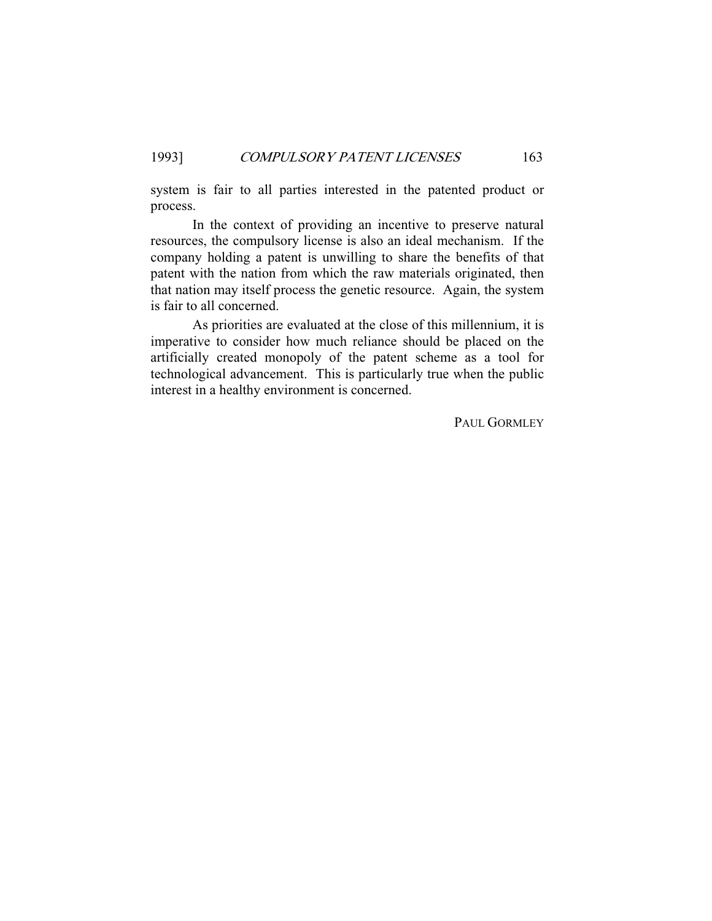system is fair to all parties interested in the patented product or process.

In the context of providing an incentive to preserve natural resources, the compulsory license is also an ideal mechanism. If the company holding a patent is unwilling to share the benefits of that patent with the nation from which the raw materials originated, then that nation may itself process the genetic resource. Again, the system is fair to all concerned.

As priorities are evaluated at the close of this millennium, it is imperative to consider how much reliance should be placed on the artificially created monopoly of the patent scheme as a tool for technological advancement. This is particularly true when the public interest in a healthy environment is concerned.

PAUL GORMLEY